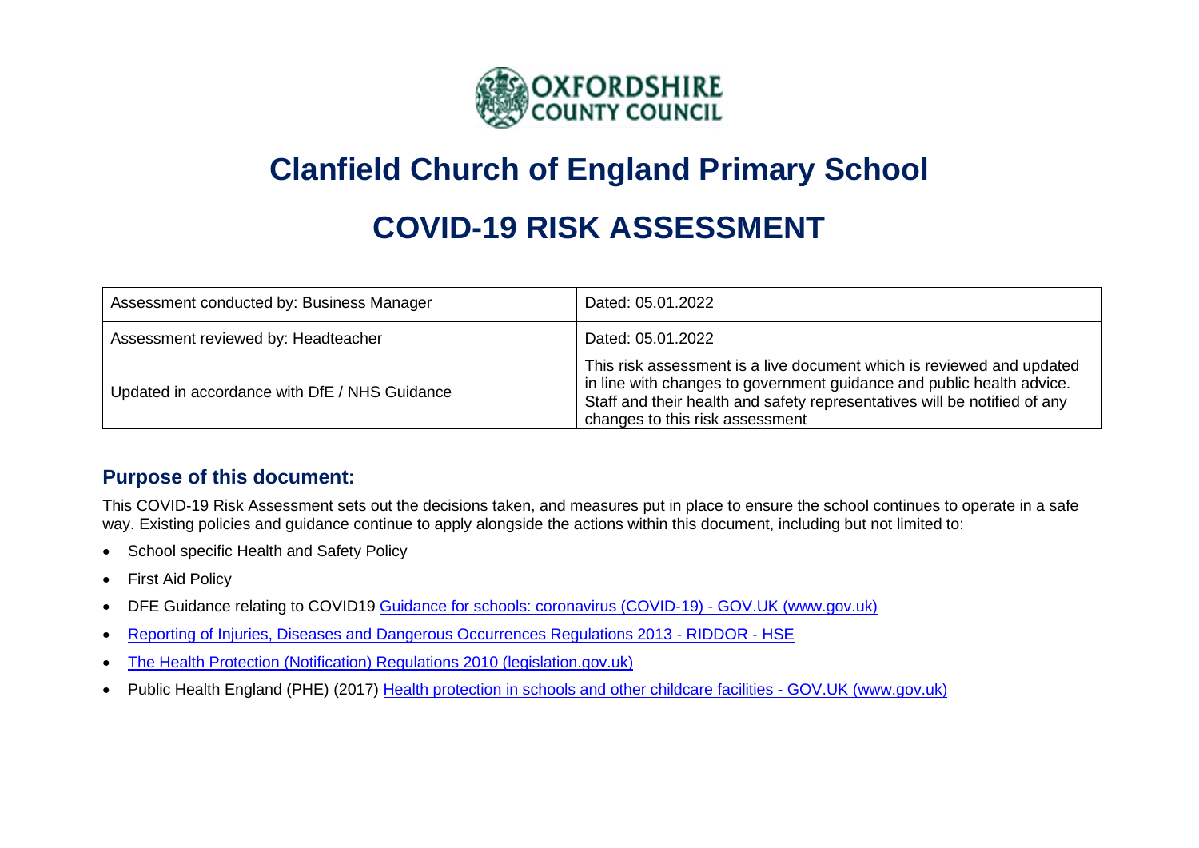# Clanfield Church of England Primary School

# COVID-19 RISK ASSESSMENT

| Assessment conducted by: Business Manager | Dated: 05.01.2022 |
|---|---|
| Assessment reviewed by: Headteacher | Dated: 05.01.2022 |
| Updated in accordance with DfE / NHS Guidance | This risk assessment is a live document which is reviewed and updated in line with changes to government guidance and public health advice. Staff and their health and safety representatives will be notified of any changes to this risk assessment |

## Purpose of this document:

This COVID-19 Risk Assessment sets out the decisions taken, and measures put in place to ensure the school continues to operate in a safe way. Existing policies and guidance continue to apply alongside the actions within this document, including but not limited to:

- School specific Health and Safety Policy
- First Aid Policy
- DFE Guidance relating to COVID19 Guidance for schools: coronavirus (COVID-19) - GOV.UK (www.gov.uk)
- Reporting of Injuries, Diseases and Dangerous Occurrences Regulations 2013 - RIDDOR - HSE
- The Health Protection (Notification) Regulations 2010 (legislation.gov.uk)
- Public Health England (PHE) (2017) Health protection in schools and other childcare facilities - GOV.UK (www.gov.uk)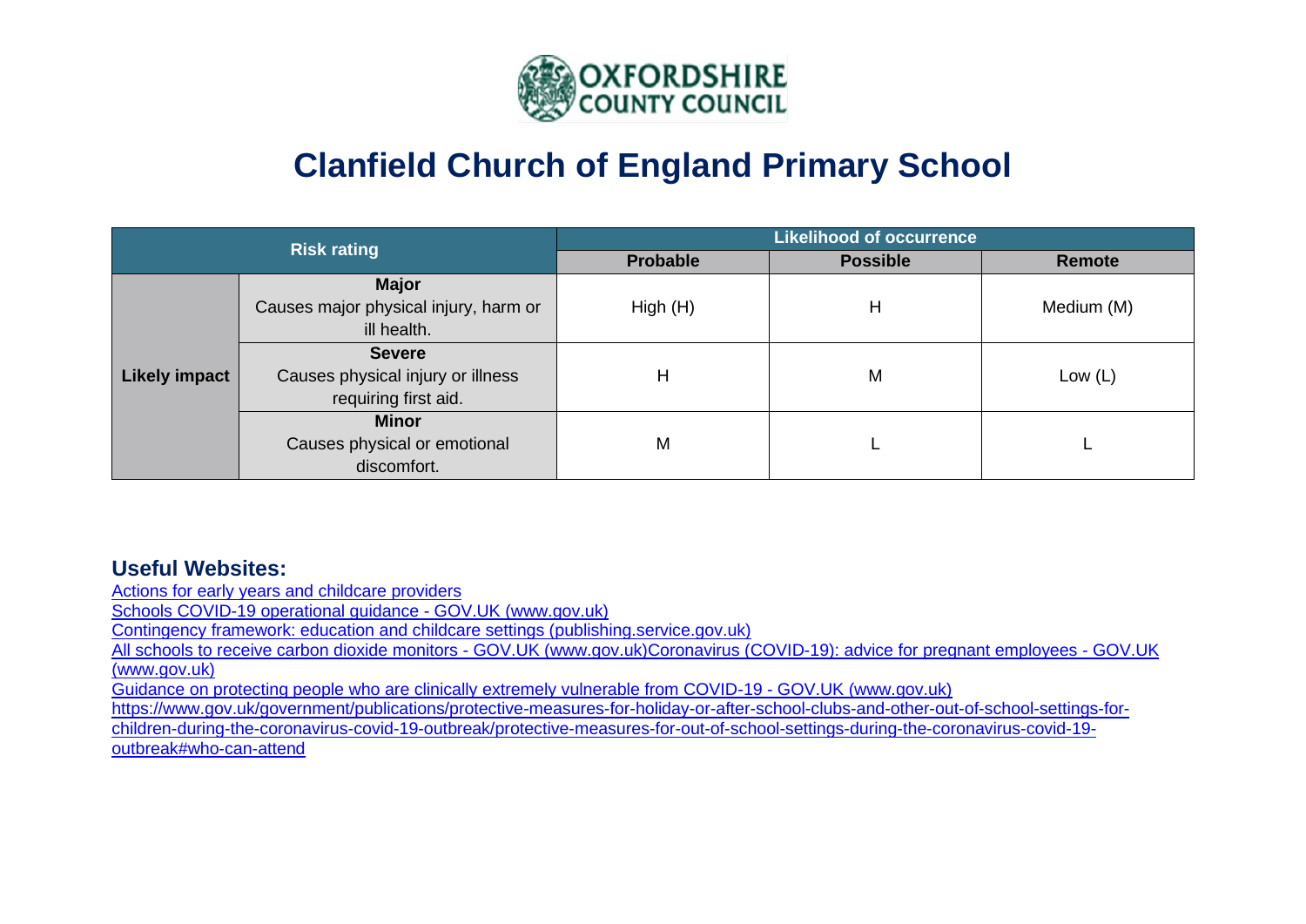# Clanfield Church of England Primary School

| Risk rating | | Likelihood of occurrence | | |
|---|---|---|---|---|
| | | **Probable** | **Possible** | **Remote** |
| **Likely impact** | **Major** Causes major physical injury, harm or ill health. | High (H) | H | Medium (M) |
| | **Severe** Causes physical injury or illness requiring first aid. | H | M | Low (L) |
| | **Minor** Causes physical or emotional discomfort. | M | L | L |

## Useful Websites:

Actions for early years and childcare providers
Schools COVID-19 operational guidance - GOV.UK (www.gov.uk)
Contingency framework: education and childcare settings (publishing.service.gov.uk)
All schools to receive carbon dioxide monitors - GOV.UK (www.gov.uk)Coronavirus (COVID-19): advice for pregnant employees - GOV.UK (www.gov.uk)
Guidance on protecting people who are clinically extremely vulnerable from COVID-19 - GOV.UK (www.gov.uk)
https://www.gov.uk/government/publications/protective-measures-for-holiday-or-after-school-clubs-and-other-out-of-school-settings-for-children-during-the-coronavirus-covid-19-outbreak/protective-measures-for-out-of-school-settings-during-the-coronavirus-covid-19-outbreak#who-can-attend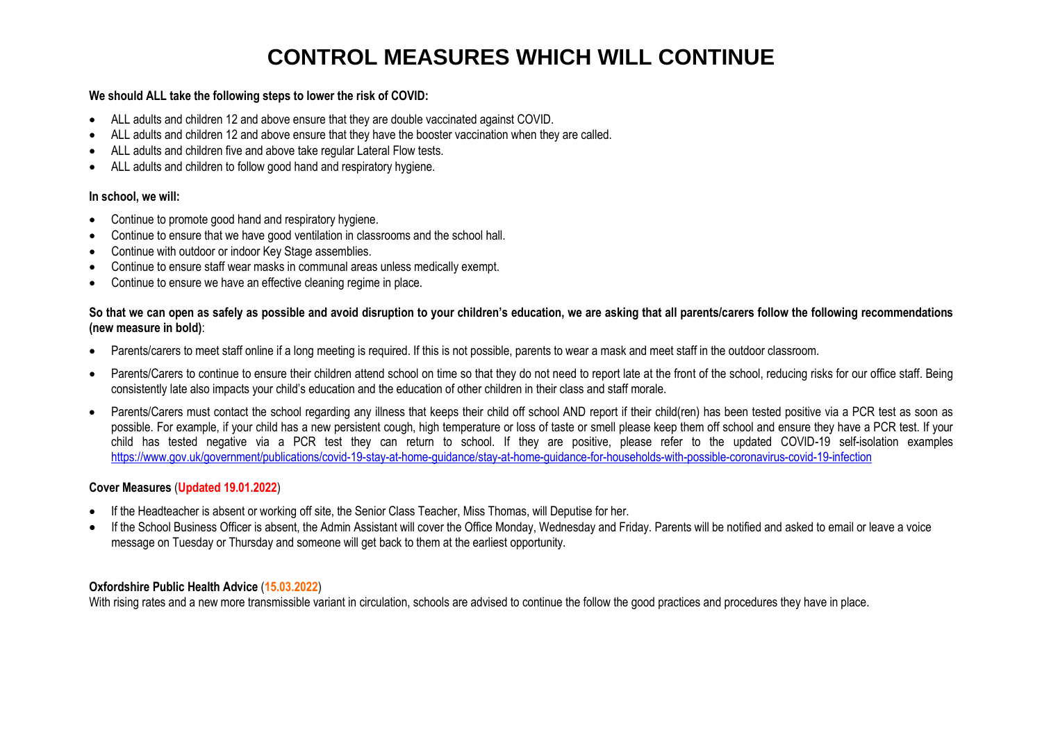# CONTROL MEASURES WHICH WILL CONTINUE

**We should ALL take the following steps to lower the risk of COVID:**

- ALL adults and children 12 and above ensure that they are double vaccinated against COVID.
- ALL adults and children 12 and above ensure that they have the booster vaccination when they are called.
- ALL adults and children five and above take regular Lateral Flow tests.
- ALL adults and children to follow good hand and respiratory hygiene.

**In school, we will:**

- Continue to promote good hand and respiratory hygiene.
- Continue to ensure that we have good ventilation in classrooms and the school hall.
- Continue with outdoor or indoor Key Stage assemblies.
- Continue to ensure staff wear masks in communal areas unless medically exempt.
- Continue to ensure we have an effective cleaning regime in place.

**So that we can open as safely as possible and avoid disruption to your children's education, we are asking that all parents/carers follow the following recommendations (new measure in bold)**:

- Parents/carers to meet staff online if a long meeting is required. If this is not possible, parents to wear a mask and meet staff in the outdoor classroom.
- Parents/Carers to continue to ensure their children attend school on time so that they do not need to report late at the front of the school, reducing risks for our office staff. Being consistently late also impacts your child's education and the education of other children in their class and staff morale.
- Parents/Carers must contact the school regarding any illness that keeps their child off school AND report if their child(ren) has been tested positive via a PCR test as soon as possible. For example, if your child has a new persistent cough, high temperature or loss of taste or smell please keep them off school and ensure they have a PCR test. If your child has tested negative via a PCR test they can return to school. If they are positive, please refer to the updated COVID-19 self-isolation examples https://www.gov.uk/government/publications/covid-19-stay-at-home-guidance/stay-at-home-guidance-for-households-with-possible-coronavirus-covid-19-infection

**Cover Measures** (**Updated 19.01.2022**)

- If the Headteacher is absent or working off site, the Senior Class Teacher, Miss Thomas, will Deputise for her.
- If the School Business Officer is absent, the Admin Assistant will cover the Office Monday, Wednesday and Friday. Parents will be notified and asked to email or leave a voice message on Tuesday or Thursday and someone will get back to them at the earliest opportunity.

**Oxfordshire Public Health Advice** (**15.03.2022**)

With rising rates and a new more transmissible variant in circulation, schools are advised to continue the follow the good practices and procedures they have in place.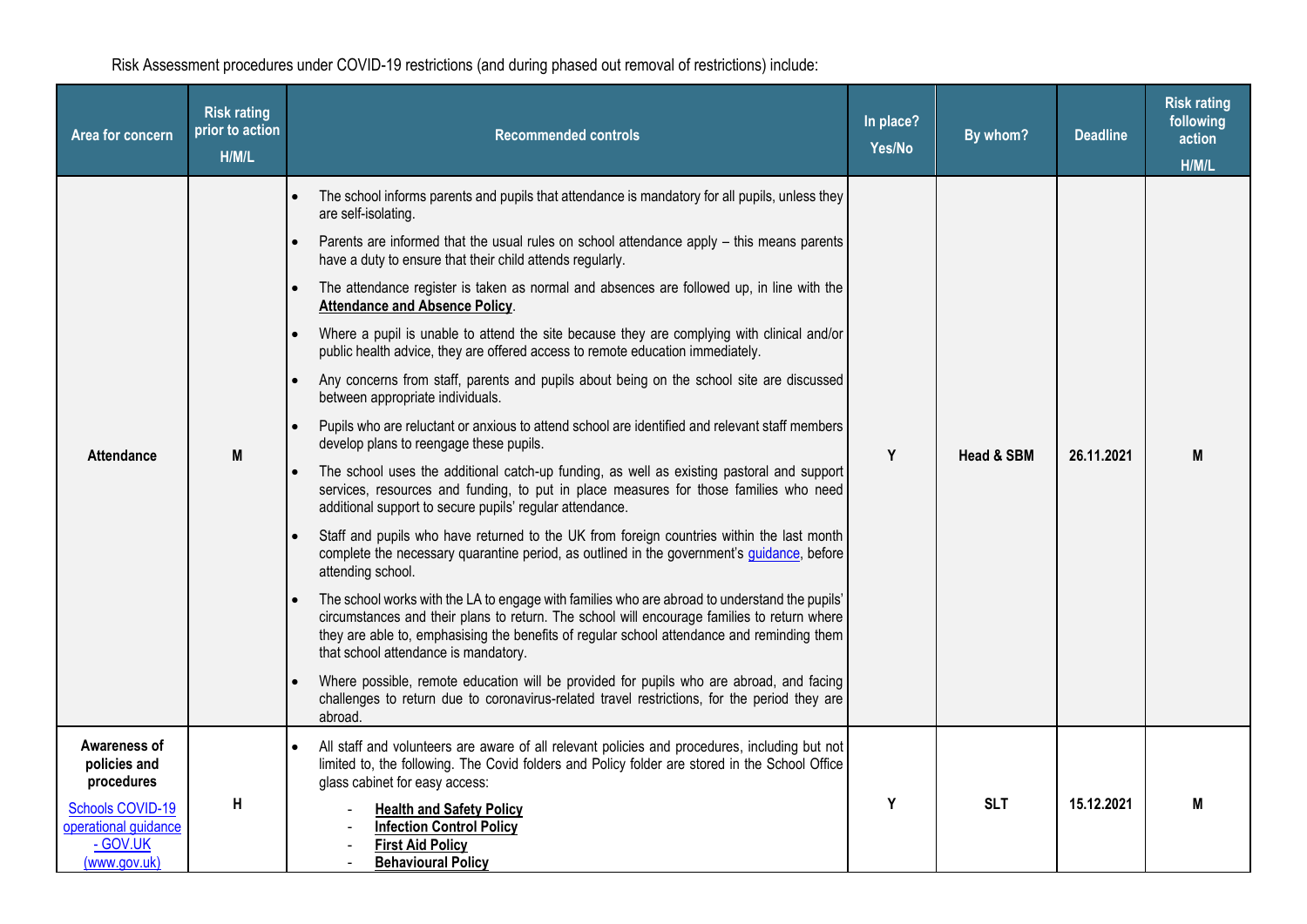Risk Assessment procedures under COVID-19 restrictions (and during phased out removal of restrictions) include:

| Area for concern | Risk rating prior to action H/M/L | Recommended controls | In place? Yes/No | By whom? | Deadline | Risk rating following action H/M/L |
|---|---|---|---|---|---|---|
| **Attendance** | **M** | • The school informs parents and pupils that attendance is mandatory for all pupils, unless they are self-isolating.<br>• Parents are informed that the usual rules on school attendance apply – this means parents have a duty to ensure that their child attends regularly.<br>• The attendance register is taken as normal and absences are followed up, in line with the **Attendance and Absence Policy**.<br>• Where a pupil is unable to attend the site because they are complying with clinical and/or public health advice, they are offered access to remote education immediately.<br>• Any concerns from staff, parents and pupils about being on the school site are discussed between appropriate individuals.<br>• Pupils who are reluctant or anxious to attend school are identified and relevant staff members develop plans to reengage these pupils.<br>• The school uses the additional catch-up funding, as well as existing pastoral and support services, resources and funding, to put in place measures for those families who need additional support to secure pupils' regular attendance.<br>• Staff and pupils who have returned to the UK from foreign countries within the last month complete the necessary quarantine period, as outlined in the government's guidance, before attending school.<br>• The school works with the LA to engage with families who are abroad to understand the pupils' circumstances and their plans to return. The school will encourage families to return where they are able to, emphasising the benefits of regular school attendance and reminding them that school attendance is mandatory.<br>• Where possible, remote education will be provided for pupils who are abroad, and facing challenges to return due to coronavirus-related travel restrictions, for the period they are abroad. | **Y** | **Head & SBM** | **26.11.2021** | **M** |
| **Awareness of policies and procedures**<br>Schools COVID-19 operational guidance - GOV.UK (www.gov.uk) | **H** | • All staff and volunteers are aware of all relevant policies and procedures, including but not limited to, the following. The Covid folders and Policy folder are stored in the School Office glass cabinet for easy access:<br>- **Health and Safety Policy**<br>- **Infection Control Policy**<br>- **First Aid Policy**<br>- **Behavioural Policy** | **Y** | **SLT** | **15.12.2021** | **M** |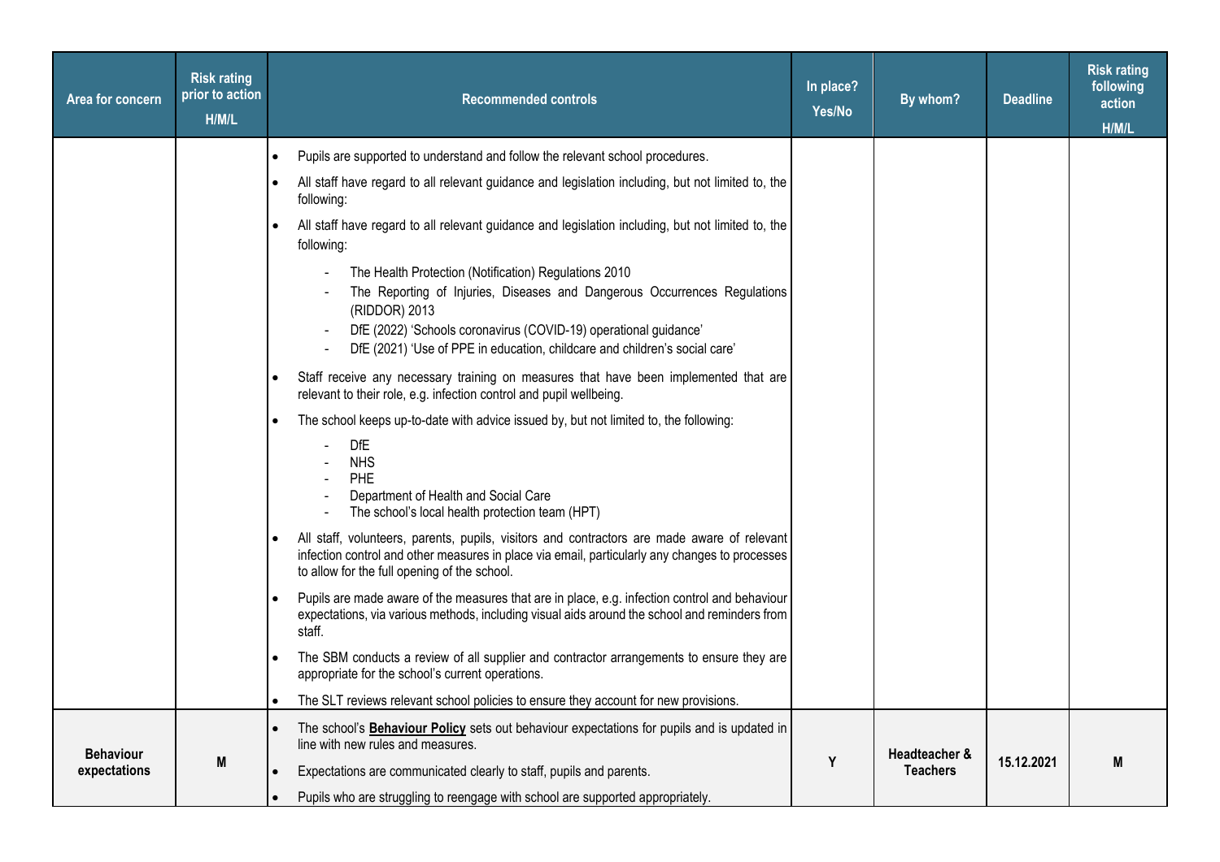| Area for concern | Risk rating prior to action H/M/L | Recommended controls | In place? Yes/No | By whom? | Deadline | Risk rating following action H/M/L |
|---|---|---|---|---|---|---|
| | | • Pupils are supported to understand and follow the relevant school procedures.<br>• All staff have regard to all relevant guidance and legislation including, but not limited to, the following:<br>• All staff have regard to all relevant guidance and legislation including, but not limited to, the following:<br>- The Health Protection (Notification) Regulations 2010<br>- The Reporting of Injuries, Diseases and Dangerous Occurrences Regulations (RIDDOR) 2013<br>- DfE (2022) 'Schools coronavirus (COVID-19) operational guidance'<br>- DfE (2021) 'Use of PPE in education, childcare and children's social care'<br>• Staff receive any necessary training on measures that have been implemented that are relevant to their role, e.g. infection control and pupil wellbeing.<br>• The school keeps up-to-date with advice issued by, but not limited to, the following:<br>- DfE<br>- NHS<br>- PHE<br>- Department of Health and Social Care<br>- The school's local health protection team (HPT)<br>• All staff, volunteers, parents, pupils, visitors and contractors are made aware of relevant infection control and other measures in place via email, particularly any changes to processes to allow for the full opening of the school.<br>• Pupils are made aware of the measures that are in place, e.g. infection control and behaviour expectations, via various methods, including visual aids around the school and reminders from staff.<br>• The SBM conducts a review of all supplier and contractor arrangements to ensure they are appropriate for the school's current operations.<br>• The SLT reviews relevant school policies to ensure they account for new provisions. | | | | |
| **Behaviour expectations** | **M** | • The school's **Behaviour Policy** sets out behaviour expectations for pupils and is updated in line with new rules and measures.<br>• Expectations are communicated clearly to staff, pupils and parents.<br>• Pupils who are struggling to reengage with school are supported appropriately. | **Y** | **Headteacher & Teachers** | **15.12.2021** | **M** |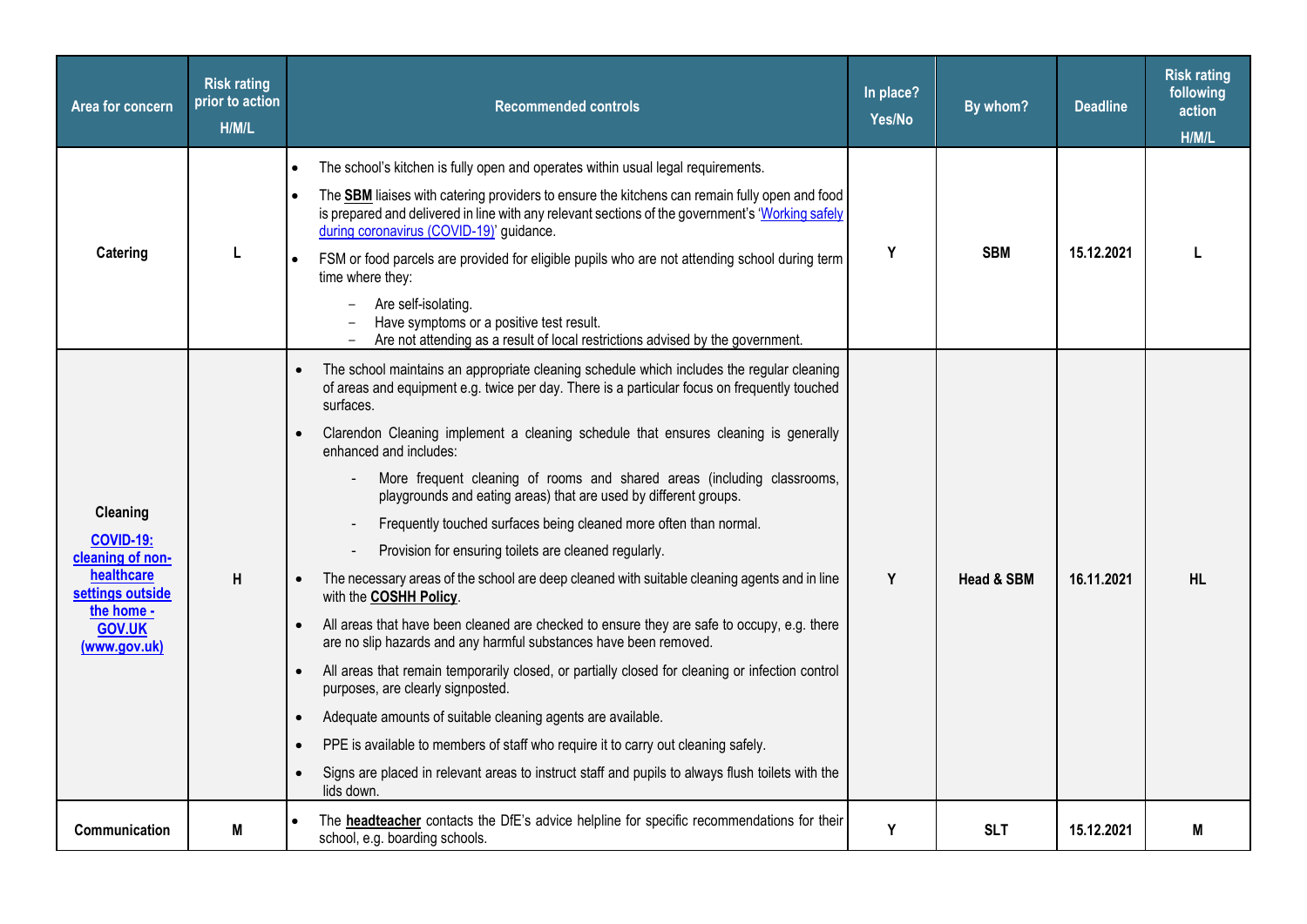| Area for concern | Risk rating prior to action H/M/L | Recommended controls | In place? Yes/No | By whom? | Deadline | Risk rating following action H/M/L |
|---|---|---|---|---|---|---|
| **Catering** | L | • The school's kitchen is fully open and operates within usual legal requirements.<br>• The **SBM** liaises with catering providers to ensure the kitchens can remain fully open and food is prepared and delivered in line with any relevant sections of the government's '[Working safely during coronavirus (COVID-19)]' guidance.<br>• FSM or food parcels are provided for eligible pupils who are not attending school during term time where they:<br>  – Are self-isolating.<br>  – Have symptoms or a positive test result.<br>  – Are not attending as a result of local restrictions advised by the government. | Y | SBM | 15.12.2021 | L |
| **Cleaning**<br>**[COVID-19: cleaning of non-healthcare settings outside the home - GOV.UK (www.gov.uk)]** | H | • The school maintains an appropriate cleaning schedule which includes the regular cleaning of areas and equipment e.g. twice per day. There is a particular focus on frequently touched surfaces.<br>• Clarendon Cleaning implement a cleaning schedule that ensures cleaning is generally enhanced and includes:<br>  - More frequent cleaning of rooms and shared areas (including classrooms, playgrounds and eating areas) that are used by different groups.<br>  - Frequently touched surfaces being cleaned more often than normal.<br>  - Provision for ensuring toilets are cleaned regularly.<br>• The necessary areas of the school are deep cleaned with suitable cleaning agents and in line with the **COSHH Policy**.<br>• All areas that have been cleaned are checked to ensure they are safe to occupy, e.g. there are no slip hazards and any harmful substances have been removed.<br>• All areas that remain temporarily closed, or partially closed for cleaning or infection control purposes, are clearly signposted.<br>• Adequate amounts of suitable cleaning agents are available.<br>• PPE is available to members of staff who require it to carry out cleaning safely.<br>• Signs are placed in relevant areas to instruct staff and pupils to always flush toilets with the lids down. | Y | Head & SBM | 16.11.2021 | HL |
| **Communication** | M | • The **headteacher** contacts the DfE's advice helpline for specific recommendations for their school, e.g. boarding schools. | Y | SLT | 15.12.2021 | M |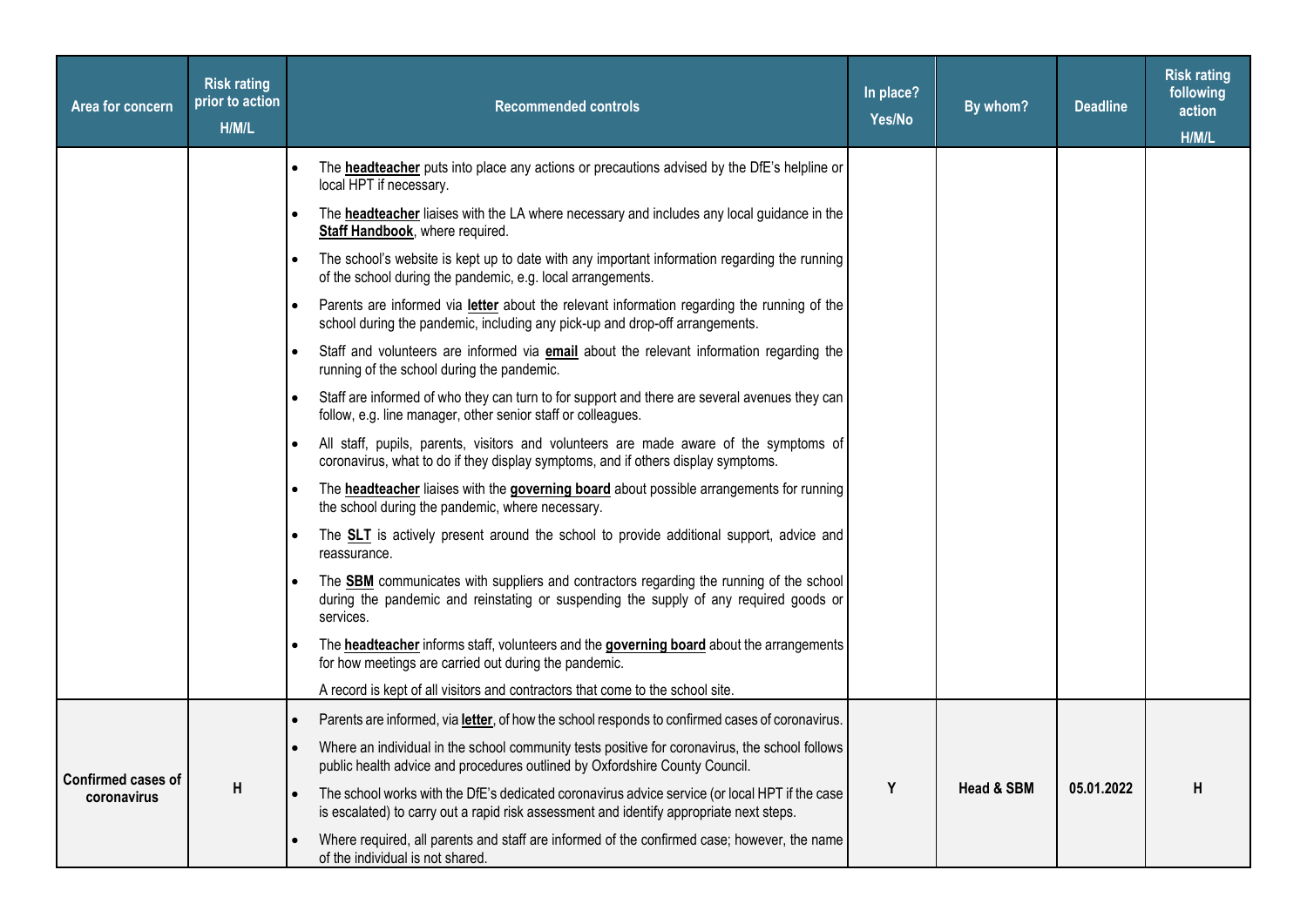| Area for concern | Risk rating prior to action H/M/L | Recommended controls | In place? Yes/No | By whom? | Deadline | Risk rating following action H/M/L |
|---|---|---|---|---|---|---|
| | | • The **headteacher** puts into place any actions or precautions advised by the DfE's helpline or local HPT if necessary.<br>• The **headteacher** liaises with the LA where necessary and includes any local guidance in the **Staff Handbook**, where required.<br>• The school's website is kept up to date with any important information regarding the running of the school during the pandemic, e.g. local arrangements.<br>• Parents are informed via **letter** about the relevant information regarding the running of the school during the pandemic, including any pick-up and drop-off arrangements.<br>• Staff and volunteers are informed via **email** about the relevant information regarding the running of the school during the pandemic.<br>• Staff are informed of who they can turn to for support and there are several avenues they can follow, e.g. line manager, other senior staff or colleagues.<br>• All staff, pupils, parents, visitors and volunteers are made aware of the symptoms of coronavirus, what to do if they display symptoms, and if others display symptoms.<br>• The **headteacher** liaises with the **governing board** about possible arrangements for running the school during the pandemic, where necessary.<br>• The **SLT** is actively present around the school to provide additional support, advice and reassurance.<br>• The **SBM** communicates with suppliers and contractors regarding the running of the school during the pandemic and reinstating or suspending the supply of any required goods or services.<br>• The **headteacher** informs staff, volunteers and the **governing board** about the arrangements for how meetings are carried out during the pandemic.<br>A record is kept of all visitors and contractors that come to the school site. | | | | |
| **Confirmed cases of coronavirus** | **H** | • Parents are informed, via **letter**, of how the school responds to confirmed cases of coronavirus.<br>• Where an individual in the school community tests positive for coronavirus, the school follows public health advice and procedures outlined by Oxfordshire County Council.<br>• The school works with the DfE's dedicated coronavirus advice service (or local HPT if the case is escalated) to carry out a rapid risk assessment and identify appropriate next steps.<br>• Where required, all parents and staff are informed of the confirmed case; however, the name of the individual is not shared. | **Y** | **Head & SBM** | **05.01.2022** | **H** |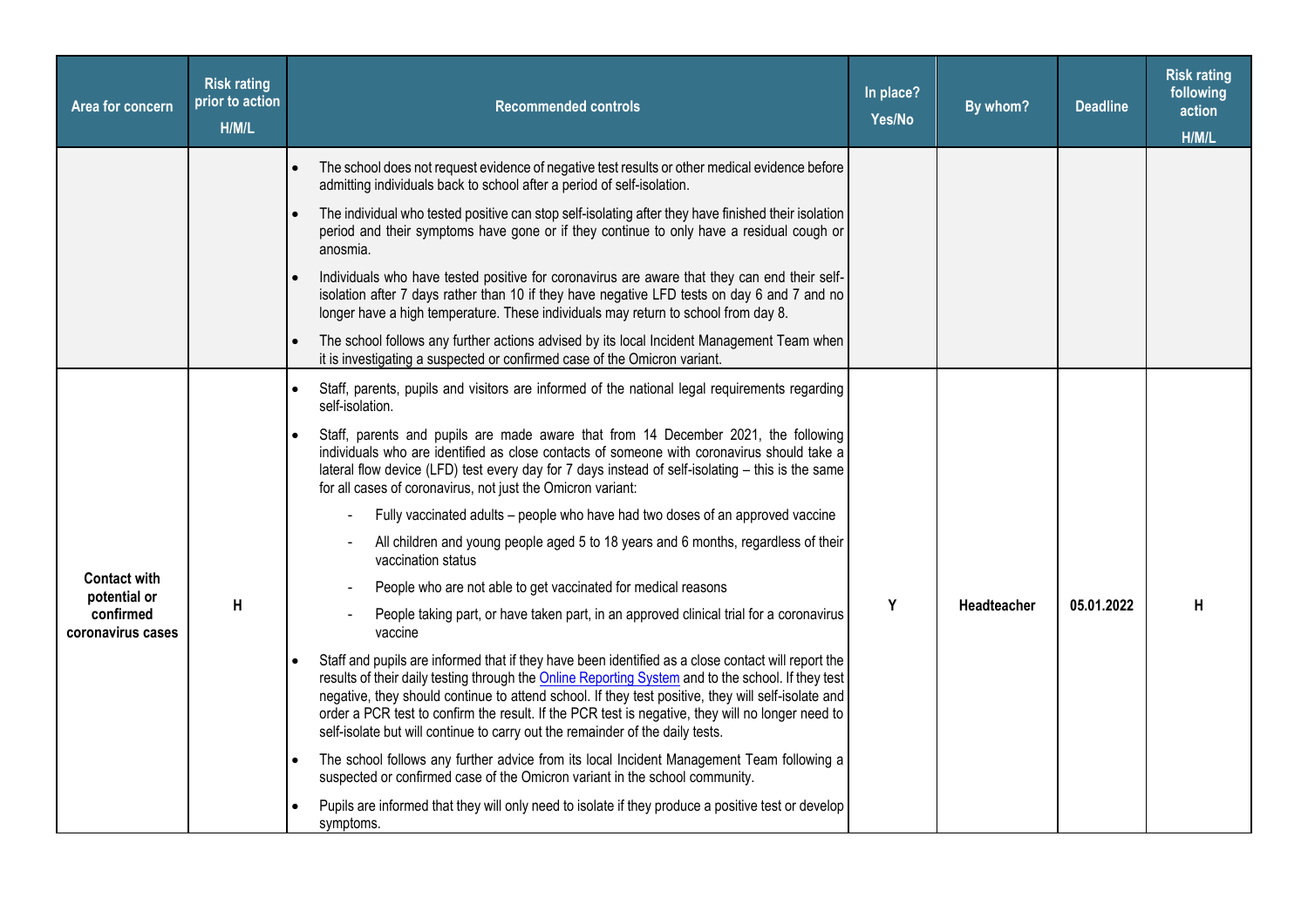| Area for concern | Risk rating prior to action H/M/L | Recommended controls | In place? Yes/No | By whom? | Deadline | Risk rating following action H/M/L |
|---|---|---|---|---|---|---|
| | | • The school does not request evidence of negative test results or other medical evidence before admitting individuals back to school after a period of self-isolation.<br>• The individual who tested positive can stop self-isolating after they have finished their isolation period and their symptoms have gone or if they continue to only have a residual cough or anosmia.<br>• Individuals who have tested positive for coronavirus are aware that they can end their self-isolation after 7 days rather than 10 if they have negative LFD tests on day 6 and 7 and no longer have a high temperature. These individuals may return to school from day 8.<br>• The school follows any further actions advised by its local Incident Management Team when it is investigating a suspected or confirmed case of the Omicron variant. | | | | |
| **Contact with potential or confirmed coronavirus cases** | **H** | • Staff, parents, pupils and visitors are informed of the national legal requirements regarding self-isolation.<br>• Staff, parents and pupils are made aware that from 14 December 2021, the following individuals who are identified as close contacts of someone with coronavirus should take a lateral flow device (LFD) test every day for 7 days instead of self-isolating – this is the same for all cases of coronavirus, not just the Omicron variant:<br>&nbsp;&nbsp;- Fully vaccinated adults – people who have had two doses of an approved vaccine<br>&nbsp;&nbsp;- All children and young people aged 5 to 18 years and 6 months, regardless of their vaccination status<br>&nbsp;&nbsp;- People who are not able to get vaccinated for medical reasons<br>&nbsp;&nbsp;- People taking part, or have taken part, in an approved clinical trial for a coronavirus vaccine<br>• Staff and pupils are informed that if they have been identified as a close contact will report the results of their daily testing through the Online Reporting System and to the school. If they test negative, they should continue to attend school. If they test positive, they will self-isolate and order a PCR test to confirm the result. If the PCR test is negative, they will no longer need to self-isolate but will continue to carry out the remainder of the daily tests.<br>• The school follows any further advice from its local Incident Management Team following a suspected or confirmed case of the Omicron variant in the school community.<br>• Pupils are informed that they will only need to isolate if they produce a positive test or develop symptoms. | **Y** | **Headteacher** | **05.01.2022** | **H** |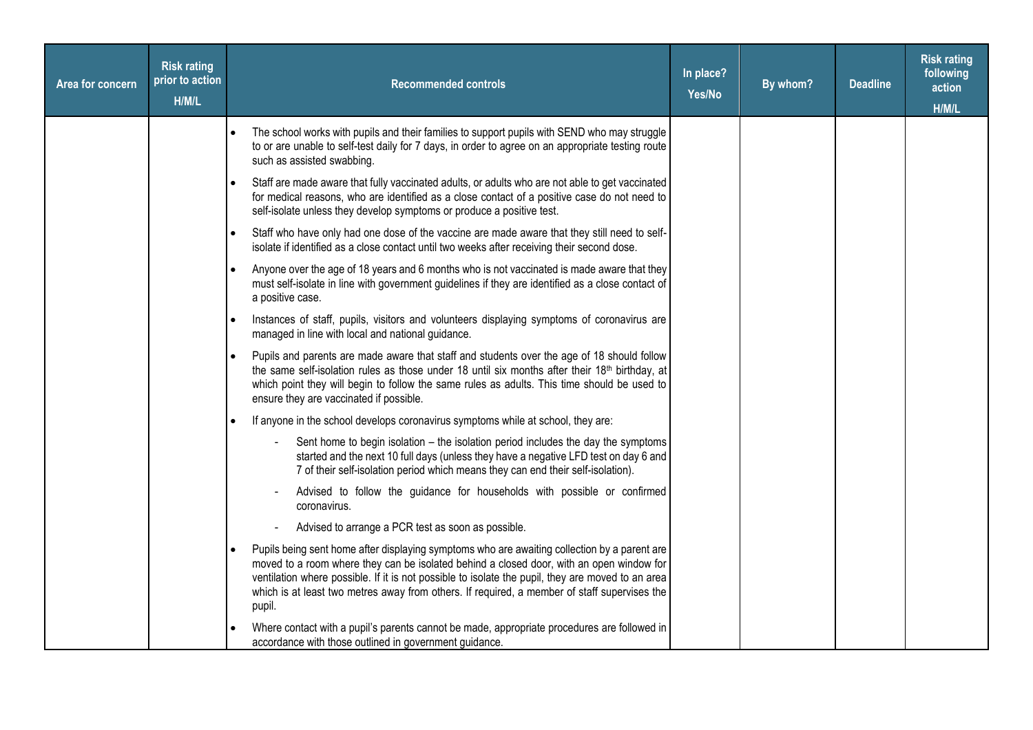| Area for concern | Risk rating prior to action H/M/L | Recommended controls | In place? Yes/No | By whom? | Deadline | Risk rating following action H/M/L |
|---|---|---|---|---|---|---|
| | | • The school works with pupils and their families to support pupils with SEND who may struggle to or are unable to self-test daily for 7 days, in order to agree on an appropriate testing route such as assisted swabbing.<br>• Staff are made aware that fully vaccinated adults, or adults who are not able to get vaccinated for medical reasons, who are identified as a close contact of a positive case do not need to self-isolate unless they develop symptoms or produce a positive test.<br>• Staff who have only had one dose of the vaccine are made aware that they still need to self-isolate if identified as a close contact until two weeks after receiving their second dose.<br>• Anyone over the age of 18 years and 6 months who is not vaccinated is made aware that they must self-isolate in line with government guidelines if they are identified as a close contact of a positive case.<br>• Instances of staff, pupils, visitors and volunteers displaying symptoms of coronavirus are managed in line with local and national guidance.<br>• Pupils and parents are made aware that staff and students over the age of 18 should follow the same self-isolation rules as those under 18 until six months after their 18th birthday, at which point they will begin to follow the same rules as adults. This time should be used to ensure they are vaccinated if possible.<br>• If anyone in the school develops coronavirus symptoms while at school, they are:<br>- Sent home to begin isolation – the isolation period includes the day the symptoms started and the next 10 full days (unless they have a negative LFD test on day 6 and 7 of their self-isolation period which means they can end their self-isolation).<br>- Advised to follow the guidance for households with possible or confirmed coronavirus.<br>- Advised to arrange a PCR test as soon as possible.<br>• Pupils being sent home after displaying symptoms who are awaiting collection by a parent are moved to a room where they can be isolated behind a closed door, with an open window for ventilation where possible. If it is not possible to isolate the pupil, they are moved to an area which is at least two metres away from others. If required, a member of staff supervises the pupil.<br>• Where contact with a pupil's parents cannot be made, appropriate procedures are followed in accordance with those outlined in government guidance. | | | | |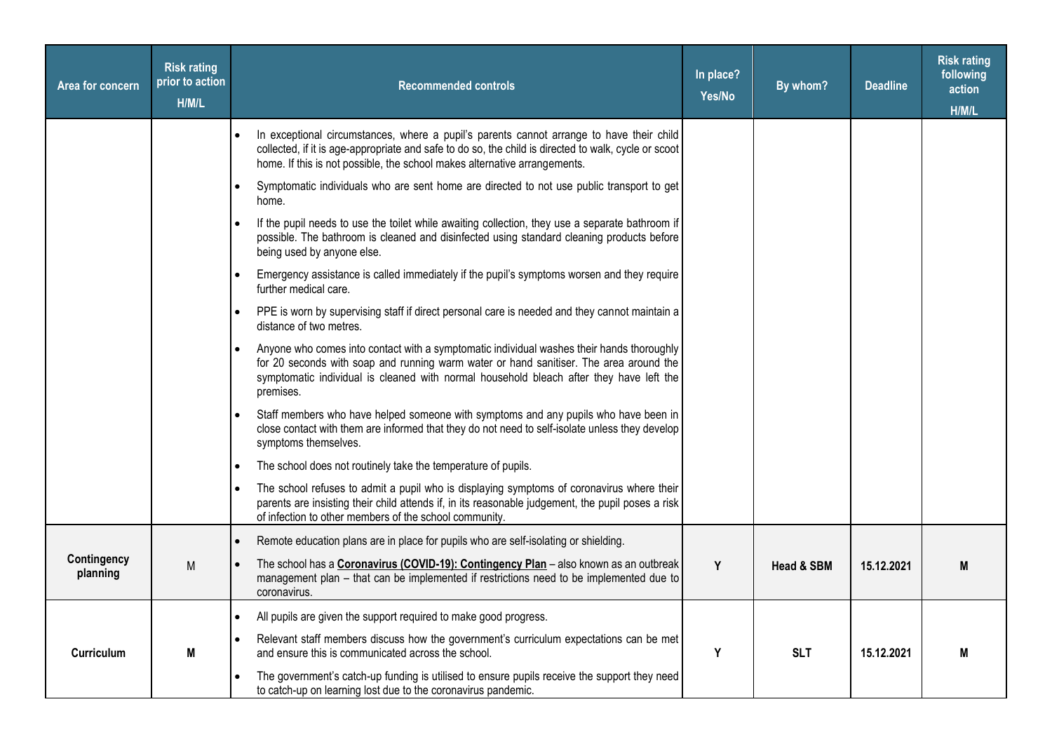| Area for concern | Risk rating prior to action H/M/L | Recommended controls | In place? Yes/No | By whom? | Deadline | Risk rating following action H/M/L |
|---|---|---|---|---|---|---|
| | | • In exceptional circumstances, where a pupil's parents cannot arrange to have their child collected, if it is age-appropriate and safe to do so, the child is directed to walk, cycle or scoot home. If this is not possible, the school makes alternative arrangements.<br>• Symptomatic individuals who are sent home are directed to not use public transport to get home.<br>• If the pupil needs to use the toilet while awaiting collection, they use a separate bathroom if possible. The bathroom is cleaned and disinfected using standard cleaning products before being used by anyone else.<br>• Emergency assistance is called immediately if the pupil's symptoms worsen and they require further medical care.<br>• PPE is worn by supervising staff if direct personal care is needed and they cannot maintain a distance of two metres.<br>• Anyone who comes into contact with a symptomatic individual washes their hands thoroughly for 20 seconds with soap and running warm water or hand sanitiser. The area around the symptomatic individual is cleaned with normal household bleach after they have left the premises.<br>• Staff members who have helped someone with symptoms and any pupils who have been in close contact with them are informed that they do not need to self-isolate unless they develop symptoms themselves.<br>• The school does not routinely take the temperature of pupils.<br>• The school refuses to admit a pupil who is displaying symptoms of coronavirus where their parents are insisting their child attends if, in its reasonable judgement, the pupil poses a risk of infection to other members of the school community. | | | | |
| **Contingency planning** | M | • Remote education plans are in place for pupils who are self-isolating or shielding.<br>• The school has a **Coronavirus (COVID-19): Contingency Plan** – also known as an outbreak management plan – that can be implemented if restrictions need to be implemented due to coronavirus. | **Y** | **Head & SBM** | **15.12.2021** | **M** |
| **Curriculum** | **M** | • All pupils are given the support required to make good progress.<br>• Relevant staff members discuss how the government's curriculum expectations can be met and ensure this is communicated across the school.<br>• The government's catch-up funding is utilised to ensure pupils receive the support they need to catch-up on learning lost due to the coronavirus pandemic. | **Y** | **SLT** | **15.12.2021** | **M** |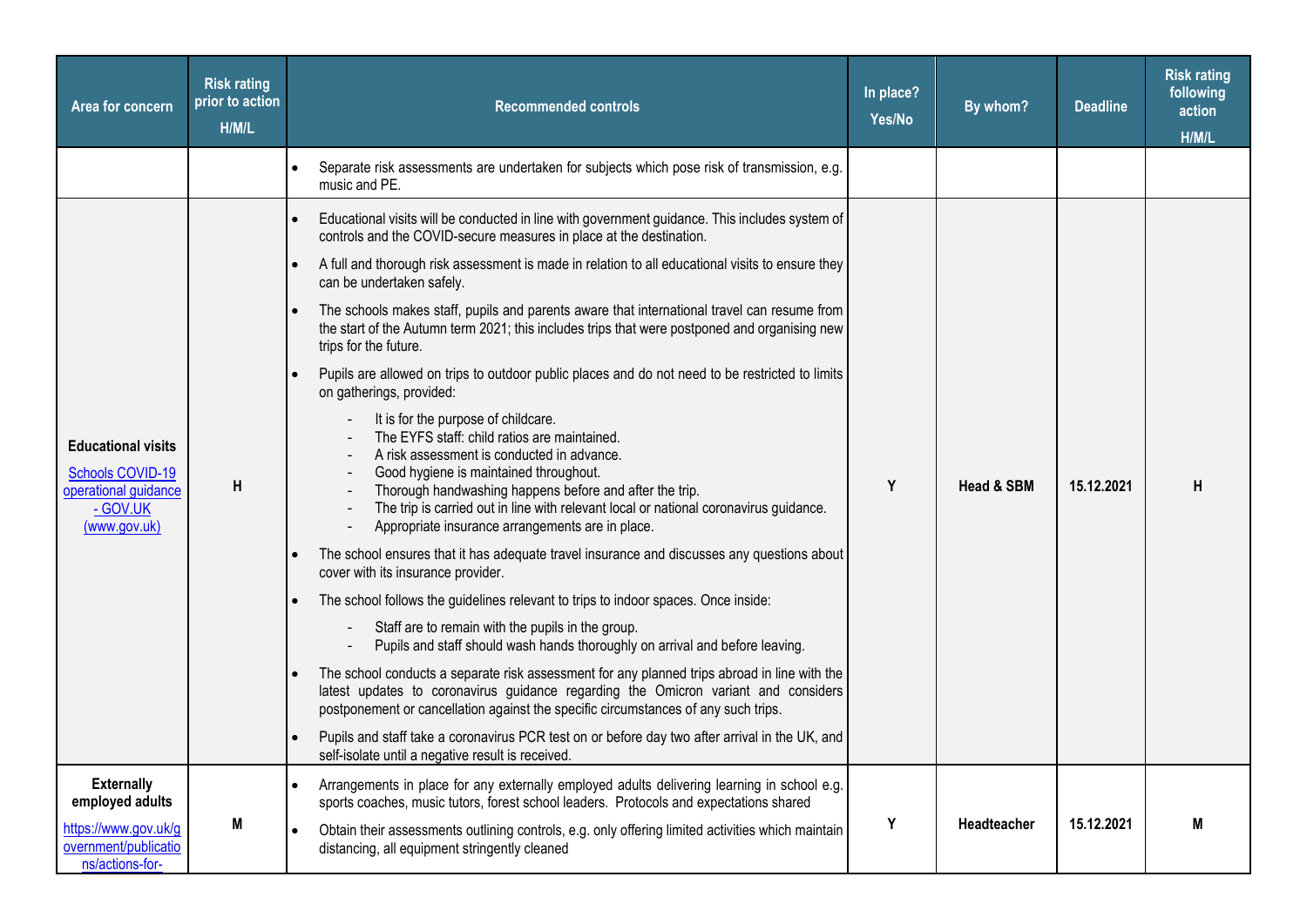| Area for concern | Risk rating prior to action H/M/L | Recommended controls | In place? Yes/No | By whom? | Deadline | Risk rating following action H/M/L |
|---|---|---|---|---|---|---|
| | | • Separate risk assessments are undertaken for subjects which pose risk of transmission, e.g. music and PE. | | | | |
| **Educational visits** [Schools COVID-19 operational guidance - GOV.UK (www.gov.uk)] | H | • Educational visits will be conducted in line with government guidance. This includes system of controls and the COVID-secure measures in place at the destination.<br>• A full and thorough risk assessment is made in relation to all educational visits to ensure they can be undertaken safely.<br>• The schools makes staff, pupils and parents aware that international travel can resume from the start of the Autumn term 2021; this includes trips that were postponed and organising new trips for the future.<br>• Pupils are allowed on trips to outdoor public places and do not need to be restricted to limits on gatherings, provided:<br>- It is for the purpose of childcare.<br>- The EYFS staff: child ratios are maintained.<br>- A risk assessment is conducted in advance.<br>- Good hygiene is maintained throughout.<br>- Thorough handwashing happens before and after the trip.<br>- The trip is carried out in line with relevant local or national coronavirus guidance.<br>- Appropriate insurance arrangements are in place.<br>• The school ensures that it has adequate travel insurance and discusses any questions about cover with its insurance provider.<br>• The school follows the guidelines relevant to trips to indoor spaces. Once inside:<br>- Staff are to remain with the pupils in the group.<br>- Pupils and staff should wash hands thoroughly on arrival and before leaving.<br>• The school conducts a separate risk assessment for any planned trips abroad in line with the latest updates to coronavirus guidance regarding the Omicron variant and considers postponement or cancellation against the specific circumstances of any such trips.<br>• Pupils and staff take a coronavirus PCR test on or before day two after arrival in the UK, and self-isolate until a negative result is received. | Y | **Head & SBM** | **15.12.2021** | H |
| **Externally employed adults** https://www.gov.uk/government/publications/actions-for- | M | • Arrangements in place for any externally employed adults delivering learning in school e.g. sports coaches, music tutors, forest school leaders. Protocols and expectations shared<br>• Obtain their assessments outlining controls, e.g. only offering limited activities which maintain distancing, all equipment stringently cleaned | Y | **Headteacher** | **15.12.2021** | M |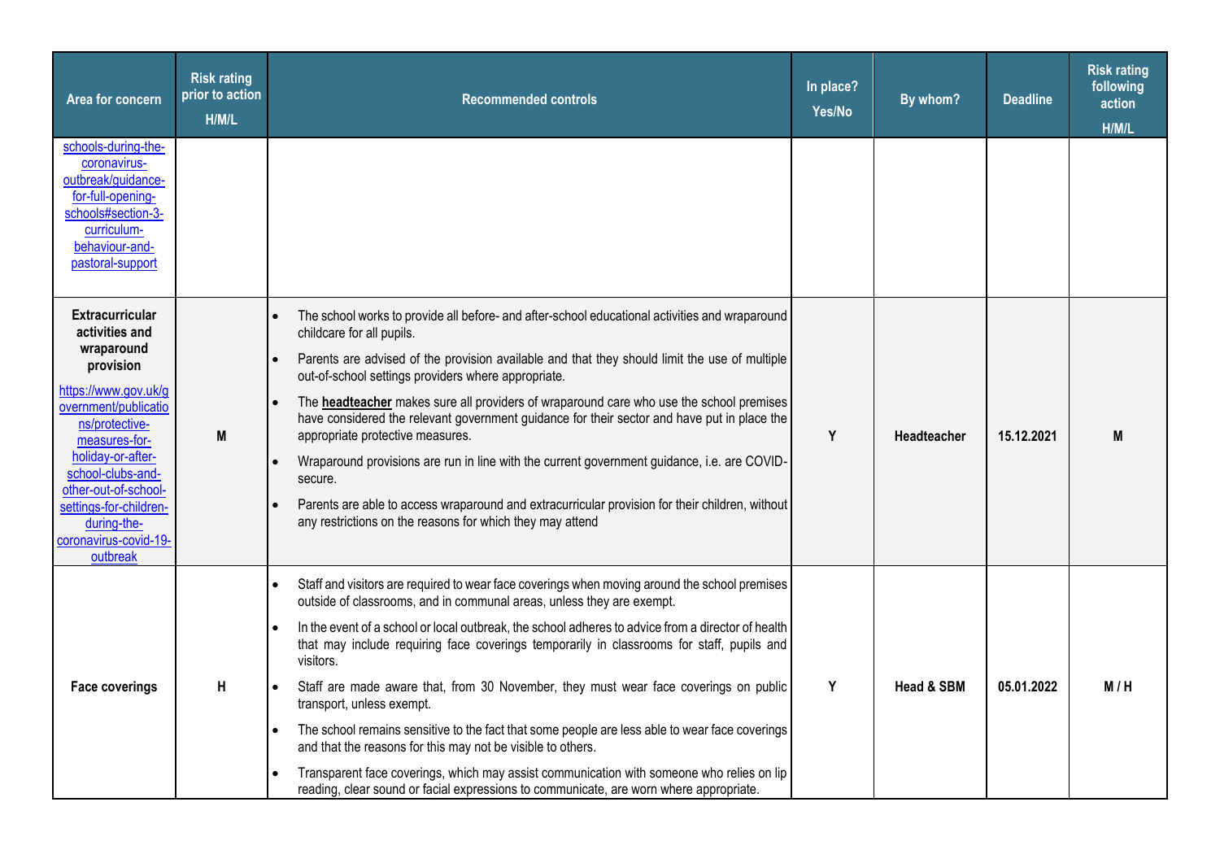| Area for concern | Risk rating prior to action H/M/L | Recommended controls | In place? Yes/No | By whom? | Deadline | Risk rating following action H/M/L |
|---|---|---|---|---|---|---|
| schools-during-the-coronavirus-outbreak/guidance-for-full-opening-schools#section-3-curriculum-behaviour-and-pastoral-support | | | | | | |
| **Extracurricular activities and wraparound provision** https://www.gov.uk/government/publications/protective-measures-for-holiday-or-after-school-clubs-and-other-out-of-school-settings-for-children-during-the-coronavirus-covid-19-outbreak | M | • The school works to provide all before- and after-school educational activities and wraparound childcare for all pupils. • Parents are advised of the provision available and that they should limit the use of multiple out-of-school settings providers where appropriate. • The **headteacher** makes sure all providers of wraparound care who use the school premises have considered the relevant government guidance for their sector and have put in place the appropriate protective measures. • Wraparound provisions are run in line with the current government guidance, i.e. are COVID-secure. • Parents are able to access wraparound and extracurricular provision for their children, without any restrictions on the reasons for which they may attend | Y | Headteacher | 15.12.2021 | M |
| **Face coverings** | H | • Staff and visitors are required to wear face coverings when moving around the school premises outside of classrooms, and in communal areas, unless they are exempt. • In the event of a school or local outbreak, the school adheres to advice from a director of health that may include requiring face coverings temporarily in classrooms for staff, pupils and visitors. • Staff are made aware that, from 30 November, they must wear face coverings on public transport, unless exempt. • The school remains sensitive to the fact that some people are less able to wear face coverings and that the reasons for this may not be visible to others. • Transparent face coverings, which may assist communication with someone who relies on lip reading, clear sound or facial expressions to communicate, are worn where appropriate. | Y | Head & SBM | 05.01.2022 | M / H |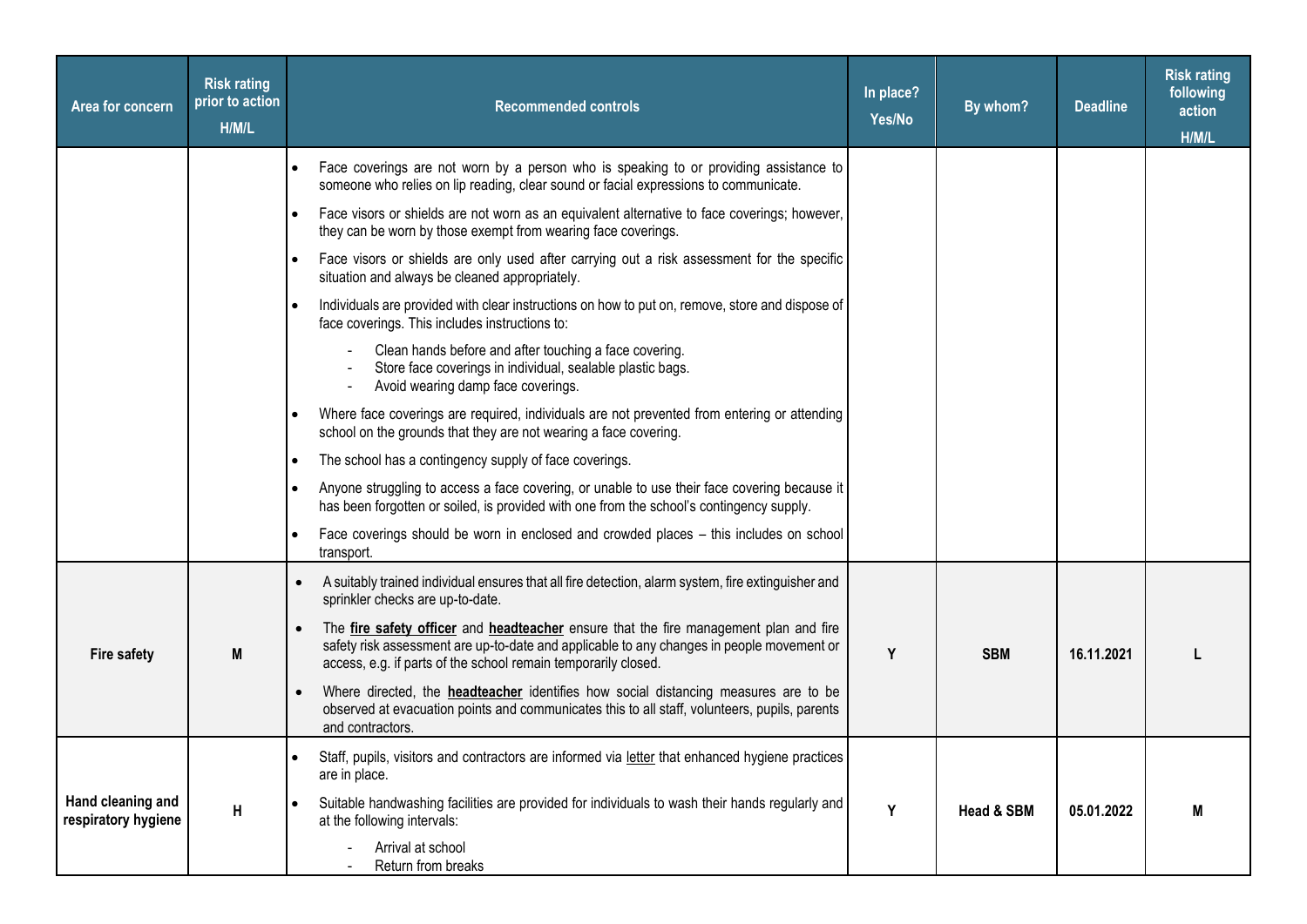| Area for concern | Risk rating prior to action H/M/L | Recommended controls | In place? Yes/No | By whom? | Deadline | Risk rating following action H/M/L |
|---|---|---|---|---|---|---|
| | | • Face coverings are not worn by a person who is speaking to or providing assistance to someone who relies on lip reading, clear sound or facial expressions to communicate.<br>• Face visors or shields are not worn as an equivalent alternative to face coverings; however, they can be worn by those exempt from wearing face coverings.<br>• Face visors or shields are only used after carrying out a risk assessment for the specific situation and always be cleaned appropriately.<br>• Individuals are provided with clear instructions on how to put on, remove, store and dispose of face coverings. This includes instructions to:<br>- Clean hands before and after touching a face covering.<br>- Store face coverings in individual, sealable plastic bags.<br>- Avoid wearing damp face coverings.<br>• Where face coverings are required, individuals are not prevented from entering or attending school on the grounds that they are not wearing a face covering.<br>• The school has a contingency supply of face coverings.<br>• Anyone struggling to access a face covering, or unable to use their face covering because it has been forgotten or soiled, is provided with one from the school's contingency supply.<br>• Face coverings should be worn in enclosed and crowded places – this includes on school transport. | | | | |
| **Fire safety** | **M** | • A suitably trained individual ensures that all fire detection, alarm system, fire extinguisher and sprinkler checks are up-to-date.<br>• The **fire safety officer** and **headteacher** ensure that the fire management plan and fire safety risk assessment are up-to-date and applicable to any changes in people movement or access, e.g. if parts of the school remain temporarily closed.<br>• Where directed, the **headteacher** identifies how social distancing measures are to be observed at evacuation points and communicates this to all staff, volunteers, pupils, parents and contractors. | **Y** | **SBM** | **16.11.2021** | **L** |
| **Hand cleaning and respiratory hygiene** | **H** | • Staff, pupils, visitors and contractors are informed via letter that enhanced hygiene practices are in place.<br>• Suitable handwashing facilities are provided for individuals to wash their hands regularly and at the following intervals:<br>- Arrival at school<br>- Return from breaks | **Y** | **Head & SBM** | **05.01.2022** | **M** |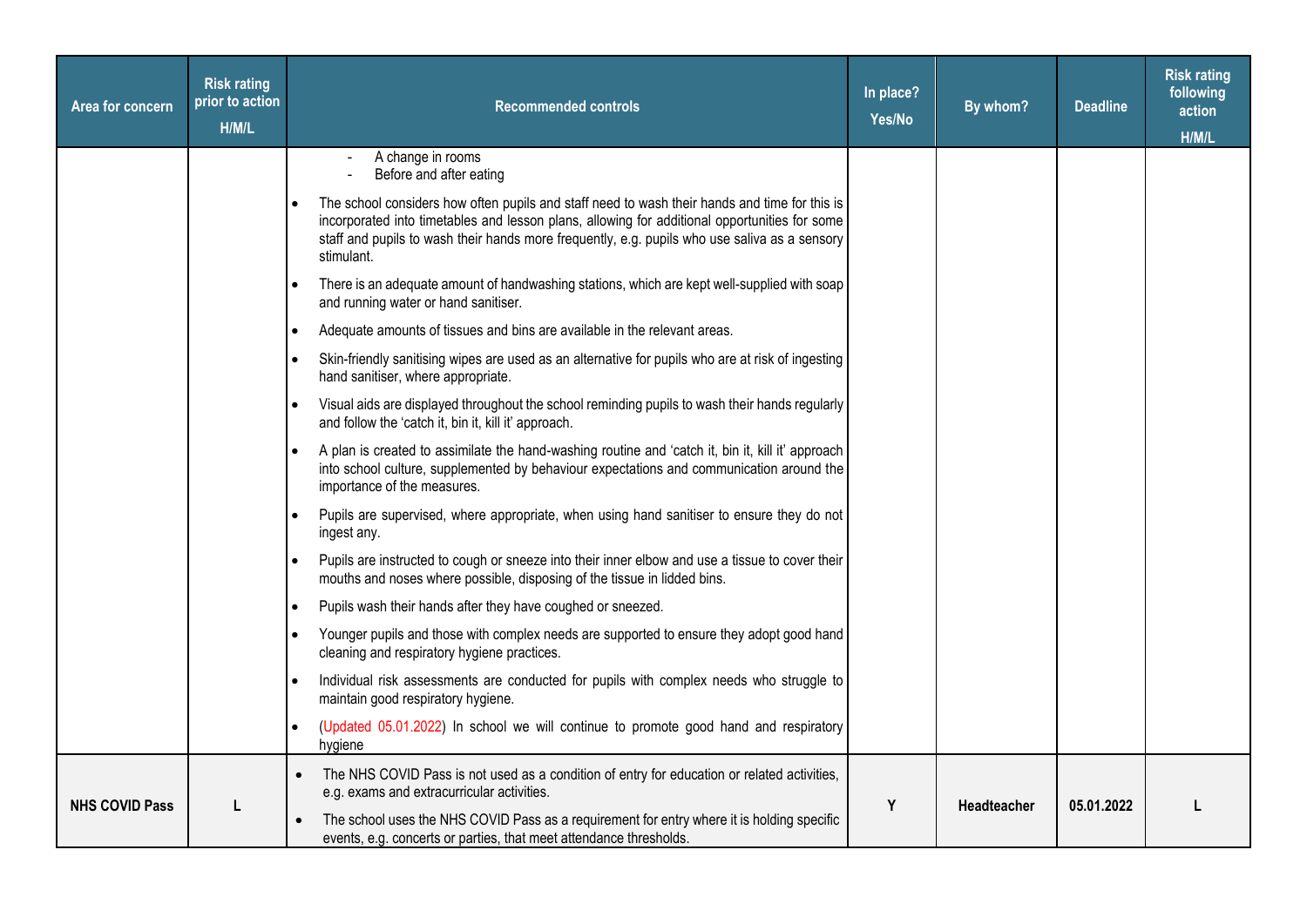| Area for concern | Risk rating prior to action H/M/L | Recommended controls | In place? Yes/No | By whom? | Deadline | Risk rating following action H/M/L |
|---|---|---|---|---|---|---|
| | | - A change in rooms<br>- Before and after eating<br>• The school considers how often pupils and staff need to wash their hands and time for this is incorporated into timetables and lesson plans, allowing for additional opportunities for some staff and pupils to wash their hands more frequently, e.g. pupils who use saliva as a sensory stimulant.<br>• There is an adequate amount of handwashing stations, which are kept well-supplied with soap and running water or hand sanitiser.<br>• Adequate amounts of tissues and bins are available in the relevant areas.<br>• Skin-friendly sanitising wipes are used as an alternative for pupils who are at risk of ingesting hand sanitiser, where appropriate.<br>• Visual aids are displayed throughout the school reminding pupils to wash their hands regularly and follow the 'catch it, bin it, kill it' approach.<br>• A plan is created to assimilate the hand-washing routine and 'catch it, bin it, kill it' approach into school culture, supplemented by behaviour expectations and communication around the importance of the measures.<br>• Pupils are supervised, where appropriate, when using hand sanitiser to ensure they do not ingest any.<br>• Pupils are instructed to cough or sneeze into their inner elbow and use a tissue to cover their mouths and noses where possible, disposing of the tissue in lidded bins.<br>• Pupils wash their hands after they have coughed or sneezed.<br>• Younger pupils and those with complex needs are supported to ensure they adopt good hand cleaning and respiratory hygiene practices.<br>• Individual risk assessments are conducted for pupils with complex needs who struggle to maintain good respiratory hygiene.<br>• (Updated 05.01.2022) In school we will continue to promote good hand and respiratory hygiene | | | | |
| **NHS COVID Pass** | **L** | • The NHS COVID Pass is not used as a condition of entry for education or related activities, e.g. exams and extracurricular activities.<br>• The school uses the NHS COVID Pass as a requirement for entry where it is holding specific events, e.g. concerts or parties, that meet attendance thresholds. | **Y** | **Headteacher** | **05.01.2022** | **L** |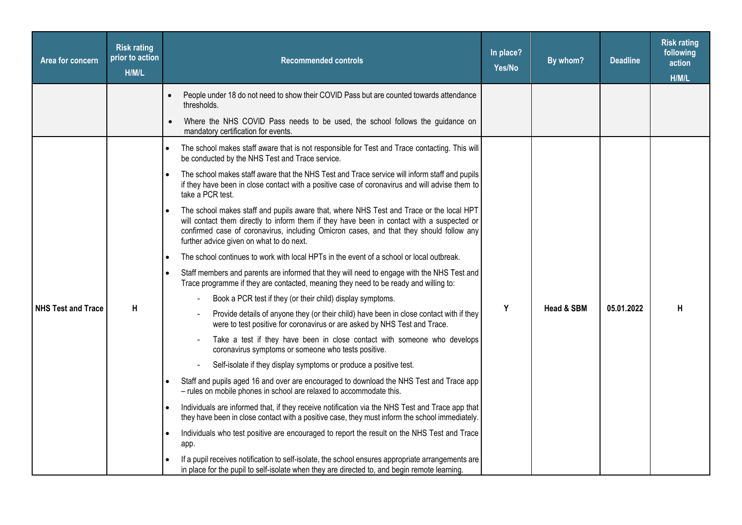| Area for concern | Risk rating prior to action H/M/L | Recommended controls | In place? Yes/No | By whom? | Deadline | Risk rating following action H/M/L |
|---|---|---|---|---|---|---|
| | | • People under 18 do not need to show their COVID Pass but are counted towards attendance thresholds.<br>• Where the NHS COVID Pass needs to be used, the school follows the guidance on mandatory certification for events. | | | | |
| **NHS Test and Trace** | **H** | • The school makes staff aware that is not responsible for Test and Trace contacting. This will be conducted by the NHS Test and Trace service.<br>• The school makes staff aware that the NHS Test and Trace service will inform staff and pupils if they have been in close contact with a positive case of coronavirus and will advise them to take a PCR test.<br>• The school makes staff and pupils aware that, where NHS Test and Trace or the local HPT will contact them directly to inform them if they have been in contact with a suspected or confirmed case of coronavirus, including Omicron cases, and that they should follow any further advice given on what to do next.<br>• The school continues to work with local HPTs in the event of a school or local outbreak.<br>• Staff members and parents are informed that they will need to engage with the NHS Test and Trace programme if they are contacted, meaning they need to be ready and willing to:<br>&nbsp;&nbsp;- Book a PCR test if they (or their child) display symptoms.<br>&nbsp;&nbsp;- Provide details of anyone they (or their child) have been in close contact with if they were to test positive for coronavirus or are asked by NHS Test and Trace.<br>&nbsp;&nbsp;- Take a test if they have been in close contact with someone who develops coronavirus symptoms or someone who tests positive.<br>&nbsp;&nbsp;- Self-isolate if they display symptoms or produce a positive test.<br>• Staff and pupils aged 16 and over are encouraged to download the NHS Test and Trace app – rules on mobile phones in school are relaxed to accommodate this.<br>• Individuals are informed that, if they receive notification via the NHS Test and Trace app that they have been in close contact with a positive case, they must inform the school immediately.<br>• Individuals who test positive are encouraged to report the result on the NHS Test and Trace app.<br>• If a pupil receives notification to self-isolate, the school ensures appropriate arrangements are in place for the pupil to self-isolate when they are directed to, and begin remote learning. | **Y** | **Head & SBM** | **05.01.2022** | **H** |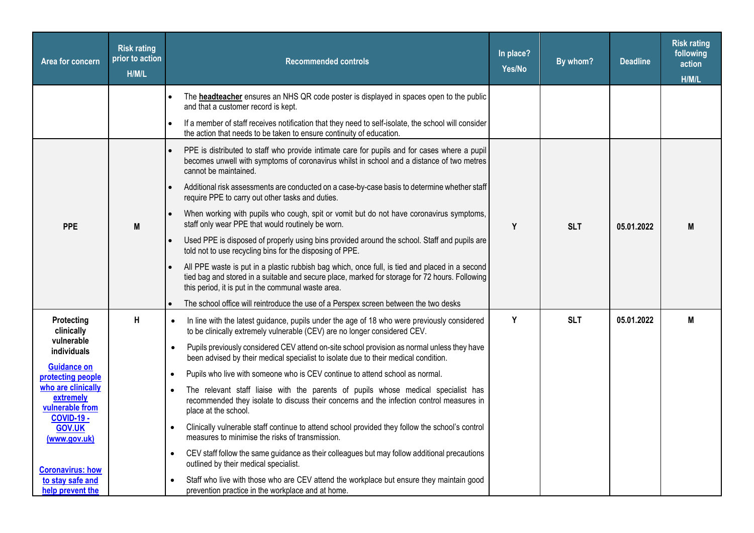| Area for concern | Risk rating prior to action H/M/L | Recommended controls | In place? Yes/No | By whom? | Deadline | Risk rating following action H/M/L |
|---|---|---|---|---|---|---|
| | | • The **headteacher** ensures an NHS QR code poster is displayed in spaces open to the public and that a customer record is kept.<br>• If a member of staff receives notification that they need to self-isolate, the school will consider the action that needs to be taken to ensure continuity of education. | | | | |
| **PPE** | **M** | • PPE is distributed to staff who provide intimate care for pupils and for cases where a pupil becomes unwell with symptoms of coronavirus whilst in school and a distance of two metres cannot be maintained.<br>• Additional risk assessments are conducted on a case-by-case basis to determine whether staff require PPE to carry out other tasks and duties.<br>• When working with pupils who cough, spit or vomit but do not have coronavirus symptoms, staff only wear PPE that would routinely be worn.<br>• Used PPE is disposed of properly using bins provided around the school. Staff and pupils are told not to use recycling bins for the disposing of PPE.<br>• All PPE waste is put in a plastic rubbish bag which, once full, is tied and placed in a second tied bag and stored in a suitable and secure place, marked for storage for 72 hours. Following this period, it is put in the communal waste area.<br>• The school office will reintroduce the use of a Perspex screen between the two desks | **Y** | **SLT** | **05.01.2022** | **M** |
| **Protecting clinically vulnerable individuals**<br><br>**Guidance on protecting people who are clinically extremely vulnerable from COVID-19 - GOV.UK (www.gov.uk)**<br><br>**Coronavirus: how to stay safe and help prevent the** | **H** | • In line with the latest guidance, pupils under the age of 18 who were previously considered to be clinically extremely vulnerable (CEV) are no longer considered CEV.<br>• Pupils previously considered CEV attend on-site school provision as normal unless they have been advised by their medical specialist to isolate due to their medical condition.<br>• Pupils who live with someone who is CEV continue to attend school as normal.<br>• The relevant staff liaise with the parents of pupils whose medical specialist has recommended they isolate to discuss their concerns and the infection control measures in place at the school.<br>• Clinically vulnerable staff continue to attend school provided they follow the school's control measures to minimise the risks of transmission.<br>• CEV staff follow the same guidance as their colleagues but may follow additional precautions outlined by their medical specialist.<br>• Staff who live with those who are CEV attend the workplace but ensure they maintain good prevention practice in the workplace and at home. | **Y** | **SLT** | **05.01.2022** | **M** |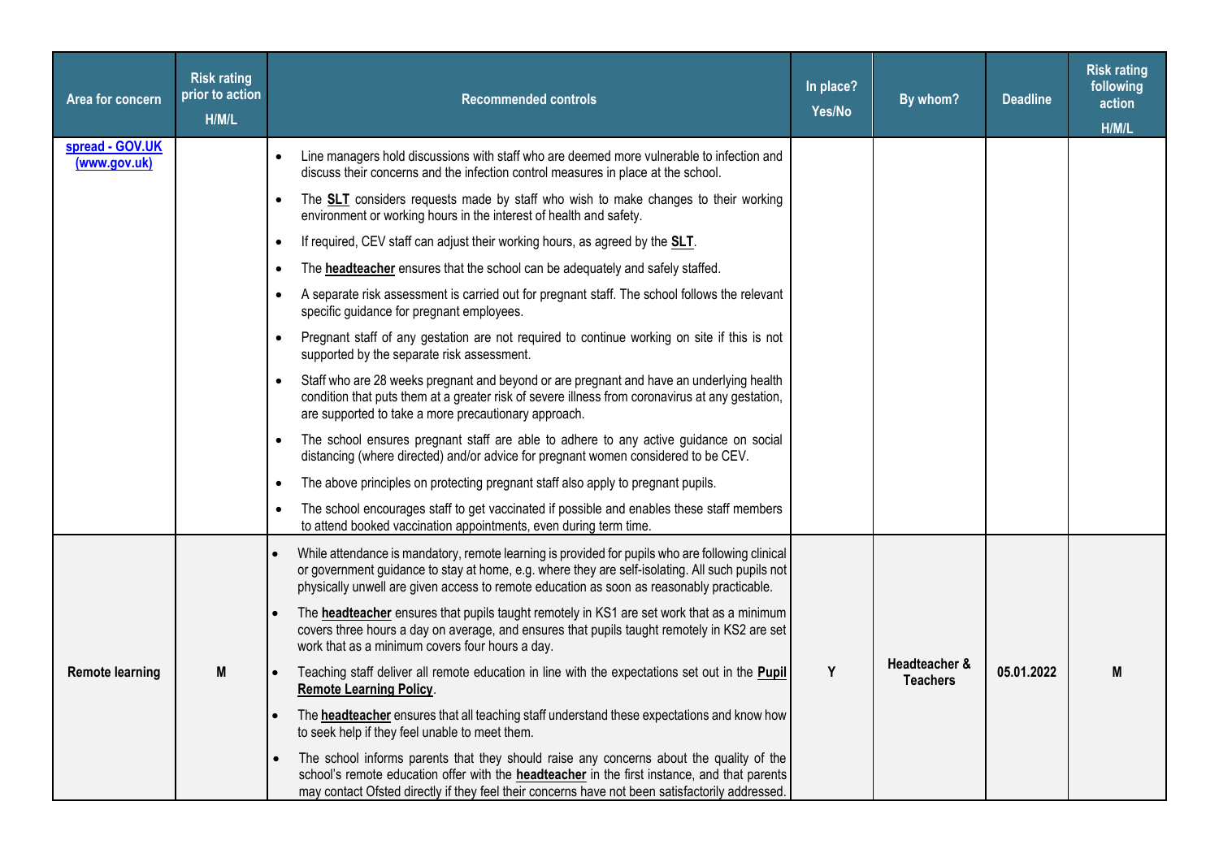| Area for concern | Risk rating prior to action H/M/L | Recommended controls | In place? Yes/No | By whom? | Deadline | Risk rating following action H/M/L |
|---|---|---|---|---|---|---|
| **spread - GOV.UK (www.gov.uk)** | | • Line managers hold discussions with staff who are deemed more vulnerable to infection and discuss their concerns and the infection control measures in place at the school.<br>• The **SLT** considers requests made by staff who wish to make changes to their working environment or working hours in the interest of health and safety.<br>• If required, CEV staff can adjust their working hours, as agreed by the **SLT**.<br>• The **headteacher** ensures that the school can be adequately and safely staffed.<br>• A separate risk assessment is carried out for pregnant staff. The school follows the relevant specific guidance for pregnant employees.<br>• Pregnant staff of any gestation are not required to continue working on site if this is not supported by the separate risk assessment.<br>• Staff who are 28 weeks pregnant and beyond or are pregnant and have an underlying health condition that puts them at a greater risk of severe illness from coronavirus at any gestation, are supported to take a more precautionary approach.<br>• The school ensures pregnant staff are able to adhere to any active guidance on social distancing (where directed) and/or advice for pregnant women considered to be CEV.<br>• The above principles on protecting pregnant staff also apply to pregnant pupils.<br>• The school encourages staff to get vaccinated if possible and enables these staff members to attend booked vaccination appointments, even during term time. | | | | |
| **Remote learning** | **M** | • While attendance is mandatory, remote learning is provided for pupils who are following clinical or government guidance to stay at home, e.g. where they are self-isolating. All such pupils not physically unwell are given access to remote education as soon as reasonably practicable.<br>• The **headteacher** ensures that pupils taught remotely in KS1 are set work that as a minimum covers three hours a day on average, and ensures that pupils taught remotely in KS2 are set work that as a minimum covers four hours a day.<br>• Teaching staff deliver all remote education in line with the expectations set out in the **Pupil Remote Learning Policy**.<br>• The **headteacher** ensures that all teaching staff understand these expectations and know how to seek help if they feel unable to meet them.<br>• The school informs parents that they should raise any concerns about the quality of the school's remote education offer with the **headteacher** in the first instance, and that parents may contact Ofsted directly if they feel their concerns have not been satisfactorily addressed. | **Y** | **Headteacher & Teachers** | **05.01.2022** | **M** |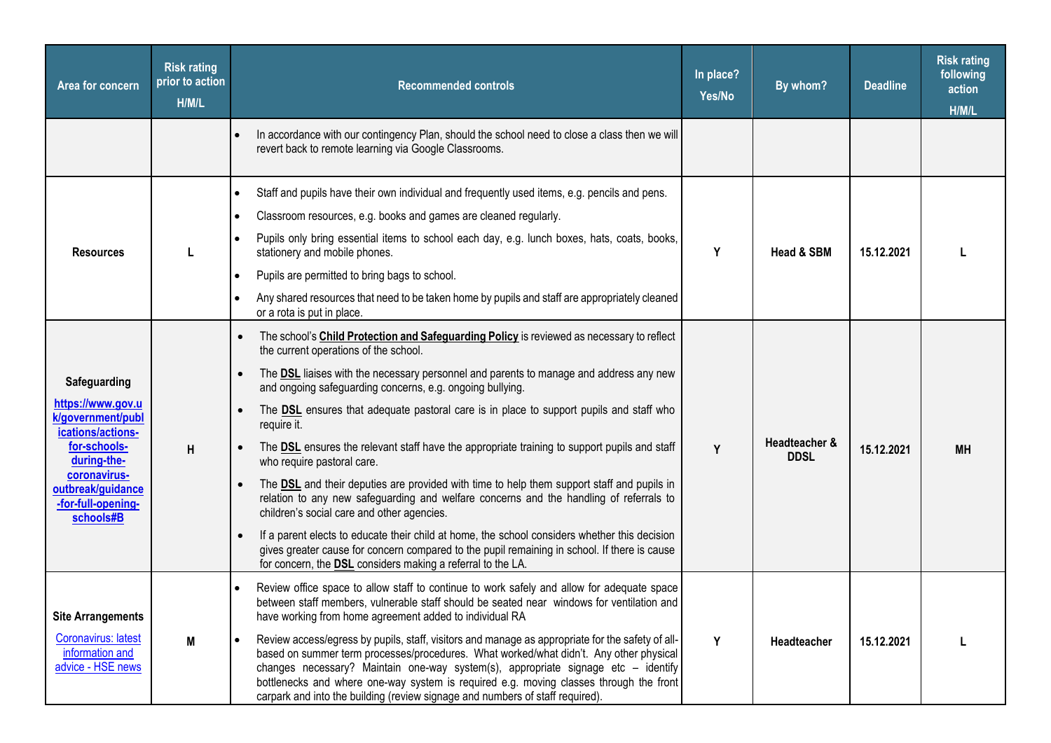| Area for concern | Risk rating prior to action H/M/L | Recommended controls | In place? Yes/No | By whom? | Deadline | Risk rating following action H/M/L |
|---|---|---|---|---|---|---|
| | | • In accordance with our contingency Plan, should the school need to close a class then we will revert back to remote learning via Google Classrooms. | | | | |
| **Resources** | **L** | • Staff and pupils have their own individual and frequently used items, e.g. pencils and pens.<br>• Classroom resources, e.g. books and games are cleaned regularly.<br>• Pupils only bring essential items to school each day, e.g. lunch boxes, hats, coats, books, stationery and mobile phones.<br>• Pupils are permitted to bring bags to school.<br>• Any shared resources that need to be taken home by pupils and staff are appropriately cleaned or a rota is put in place. | **Y** | **Head & SBM** | **15.12.2021** | **L** |
| **Safeguarding**<br>**https://www.gov.uk/government/publications/actions-for-schools-during-the-coronavirus-outbreak/guidance-for-full-opening-schools#B** | **H** | • The school's **Child Protection and Safeguarding Policy** is reviewed as necessary to reflect the current operations of the school.<br>• The **DSL** liaises with the necessary personnel and parents to manage and address any new and ongoing safeguarding concerns, e.g. ongoing bullying.<br>• The **DSL** ensures that adequate pastoral care is in place to support pupils and staff who require it.<br>• The **DSL** ensures the relevant staff have the appropriate training to support pupils and staff who require pastoral care.<br>• The **DSL** and their deputies are provided with time to help them support staff and pupils in relation to any new safeguarding and welfare concerns and the handling of referrals to children's social care and other agencies.<br>• If a parent elects to educate their child at home, the school considers whether this decision gives greater cause for concern compared to the pupil remaining in school. If there is cause for concern, the **DSL** considers making a referral to the LA. | **Y** | **Headteacher & DDSL** | **15.12.2021** | **MH** |
| **Site Arrangements**<br>Coronavirus: latest information and advice - HSE news | **M** | • Review office space to allow staff to continue to work safely and allow for adequate space between staff members, vulnerable staff should be seated near windows for ventilation and have working from home agreement added to individual RA<br>• Review access/egress by pupils, staff, visitors and manage as appropriate for the safety of all-based on summer term processes/procedures. What worked/what didn't. Any other physical changes necessary? Maintain one-way system(s), appropriate signage etc – identify bottlenecks and where one-way system is required e.g. moving classes through the front carpark and into the building (review signage and numbers of staff required). | **Y** | **Headteacher** | **15.12.2021** | **L** |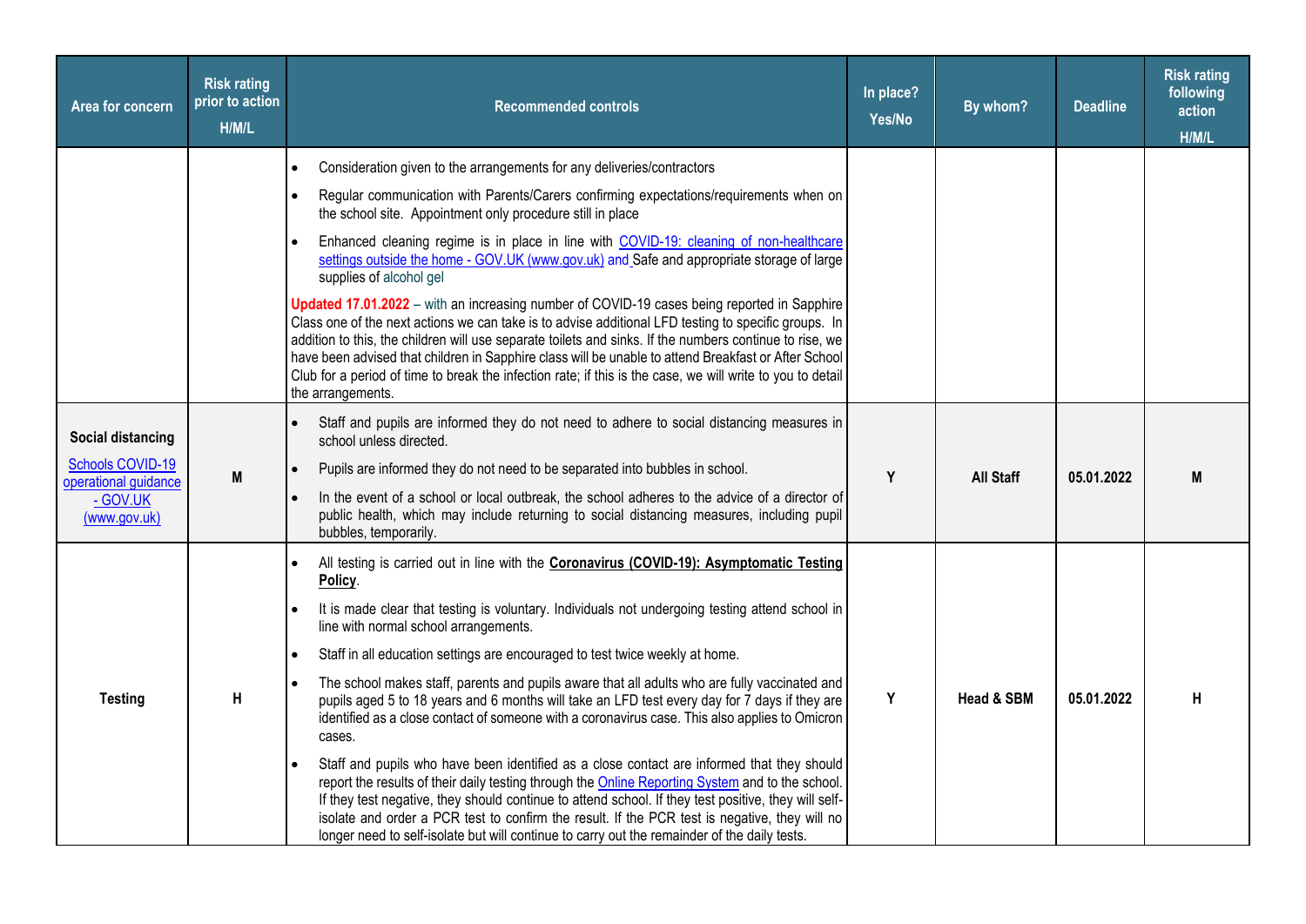| Area for concern | Risk rating prior to action H/M/L | Recommended controls | In place? Yes/No | By whom? | Deadline | Risk rating following action H/M/L |
|---|---|---|---|---|---|---|
| | | • Consideration given to the arrangements for any deliveries/contractors<br>• Regular communication with Parents/Carers confirming expectations/requirements when on the school site. Appointment only procedure still in place<br>• Enhanced cleaning regime is in place in line with [COVID-19: cleaning of non-healthcare settings outside the home - GOV.UK (www.gov.uk)]() and Safe and appropriate storage of large supplies of alcohol gel<br>**Updated 17.01.2022** – with an increasing number of COVID-19 cases being reported in Sapphire Class one of the next actions we can take is to advise additional LFD testing to specific groups. In addition to this, the children will use separate toilets and sinks. If the numbers continue to rise, we have been advised that children in Sapphire class will be unable to attend Breakfast or After School Club for a period of time to break the infection rate; if this is the case, we will write to you to detail the arrangements. | | | | |
| **Social distancing**<br>[Schools COVID-19 operational guidance - GOV.UK (www.gov.uk)]() | M | • Staff and pupils are informed they do not need to adhere to social distancing measures in school unless directed.<br>• Pupils are informed they do not need to be separated into bubbles in school.<br>• In the event of a school or local outbreak, the school adheres to the advice of a director of public health, which may include returning to social distancing measures, including pupil bubbles, temporarily. | Y | All Staff | 05.01.2022 | M |
| **Testing** | H | • All testing is carried out in line with the **Coronavirus (COVID-19): Asymptomatic Testing Policy**.<br>• It is made clear that testing is voluntary. Individuals not undergoing testing attend school in line with normal school arrangements.<br>• Staff in all education settings are encouraged to test twice weekly at home.<br>• The school makes staff, parents and pupils aware that all adults who are fully vaccinated and pupils aged 5 to 18 years and 6 months will take an LFD test every day for 7 days if they are identified as a close contact of someone with a coronavirus case. This also applies to Omicron cases.<br>• Staff and pupils who have been identified as a close contact are informed that they should report the results of their daily testing through the [Online Reporting System]() and to the school. If they test negative, they should continue to attend school. If they test positive, they will self-isolate and order a PCR test to confirm the result. If the PCR test is negative, they will no longer need to self-isolate but will continue to carry out the remainder of the daily tests. | Y | Head & SBM | 05.01.2022 | H |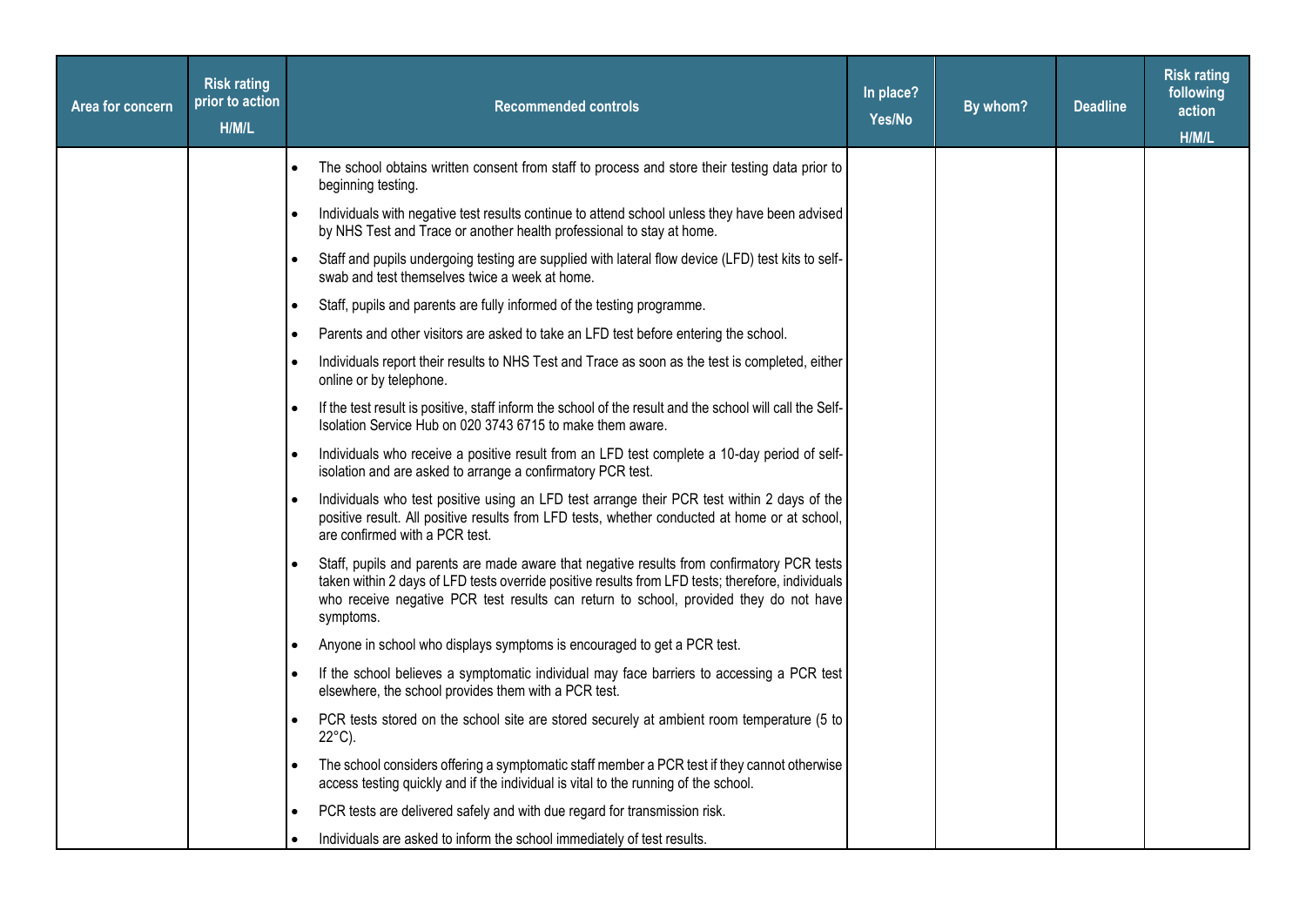| Area for concern | Risk rating prior to action H/M/L | Recommended controls | In place? Yes/No | By whom? | Deadline | Risk rating following action H/M/L |
|---|---|---|---|---|---|---|
| | | • The school obtains written consent from staff to process and store their testing data prior to beginning testing.<br>• Individuals with negative test results continue to attend school unless they have been advised by NHS Test and Trace or another health professional to stay at home.<br>• Staff and pupils undergoing testing are supplied with lateral flow device (LFD) test kits to self-swab and test themselves twice a week at home.<br>• Staff, pupils and parents are fully informed of the testing programme.<br>• Parents and other visitors are asked to take an LFD test before entering the school.<br>• Individuals report their results to NHS Test and Trace as soon as the test is completed, either online or by telephone.<br>• If the test result is positive, staff inform the school of the result and the school will call the Self-Isolation Service Hub on 020 3743 6715 to make them aware.<br>• Individuals who receive a positive result from an LFD test complete a 10-day period of self-isolation and are asked to arrange a confirmatory PCR test.<br>• Individuals who test positive using an LFD test arrange their PCR test within 2 days of the positive result. All positive results from LFD tests, whether conducted at home or at school, are confirmed with a PCR test.<br>• Staff, pupils and parents are made aware that negative results from confirmatory PCR tests taken within 2 days of LFD tests override positive results from LFD tests; therefore, individuals who receive negative PCR test results can return to school, provided they do not have symptoms.<br>• Anyone in school who displays symptoms is encouraged to get a PCR test.<br>• If the school believes a symptomatic individual may face barriers to accessing a PCR test elsewhere, the school provides them with a PCR test.<br>• PCR tests stored on the school site are stored securely at ambient room temperature (5 to 22°C).<br>• The school considers offering a symptomatic staff member a PCR test if they cannot otherwise access testing quickly and if the individual is vital to the running of the school.<br>• PCR tests are delivered safely and with due regard for transmission risk.<br>• Individuals are asked to inform the school immediately of test results. | | | | |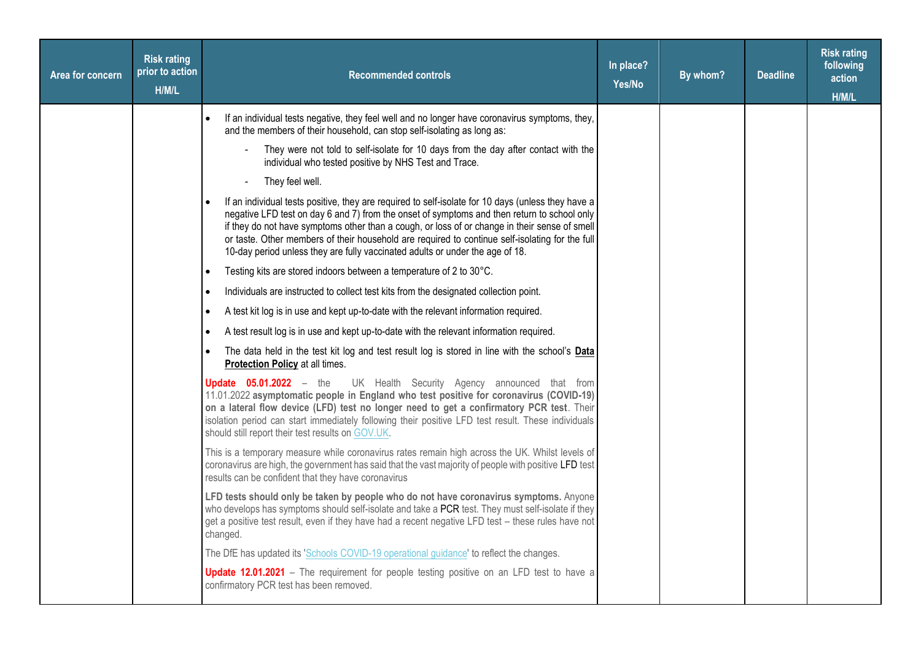| Area for concern | Risk rating prior to action H/M/L | Recommended controls | In place? Yes/No | By whom? | Deadline | Risk rating following action H/M/L |
|---|---|---|---|---|---|---|
| | | • If an individual tests negative, they feel well and no longer have coronavirus symptoms, they, and the members of their household, can stop self-isolating as long as:<br>- They were not told to self-isolate for 10 days from the day after contact with the individual who tested positive by NHS Test and Trace.<br>- They feel well.<br>• If an individual tests positive, they are required to self-isolate for 10 days (unless they have a negative LFD test on day 6 and 7) from the onset of symptoms and then return to school only if they do not have symptoms other than a cough, or loss of or change in their sense of smell or taste. Other members of their household are required to continue self-isolating for the full 10-day period unless they are fully vaccinated adults or under the age of 18.<br>• Testing kits are stored indoors between a temperature of 2 to 30°C.<br>• Individuals are instructed to collect test kits from the designated collection point.<br>• A test kit log is in use and kept up-to-date with the relevant information required.<br>• A test result log is in use and kept up-to-date with the relevant information required.<br>• The data held in the test kit log and test result log is stored in line with the school's **Data Protection Policy** at all times.<br>**Update 05.01.2022** – the UK Health Security Agency announced that from 11.01.2022 **asymptomatic people in England who test positive for coronavirus (COVID-19) on a lateral flow device (LFD) test no longer need to get a confirmatory PCR test**. Their isolation period can start immediately following their positive LFD test result. These individuals should still report their test results on GOV.UK.<br>This is a temporary measure while coronavirus rates remain high across the UK. Whilst levels of coronavirus are high, the government has said that the vast majority of people with positive LFD test results can be confident that they have coronavirus<br>**LFD tests should only be taken by people who do not have coronavirus symptoms.** Anyone who develops has symptoms should self-isolate and take a PCR test. They must self-isolate if they get a positive test result, even if they have had a recent negative LFD test – these rules have not changed.<br>The DfE has updated its 'Schools COVID-19 operational guidance' to reflect the changes.<br>**Update 12.01.2021** – The requirement for people testing positive on an LFD test to have a confirmatory PCR test has been removed. | | | | |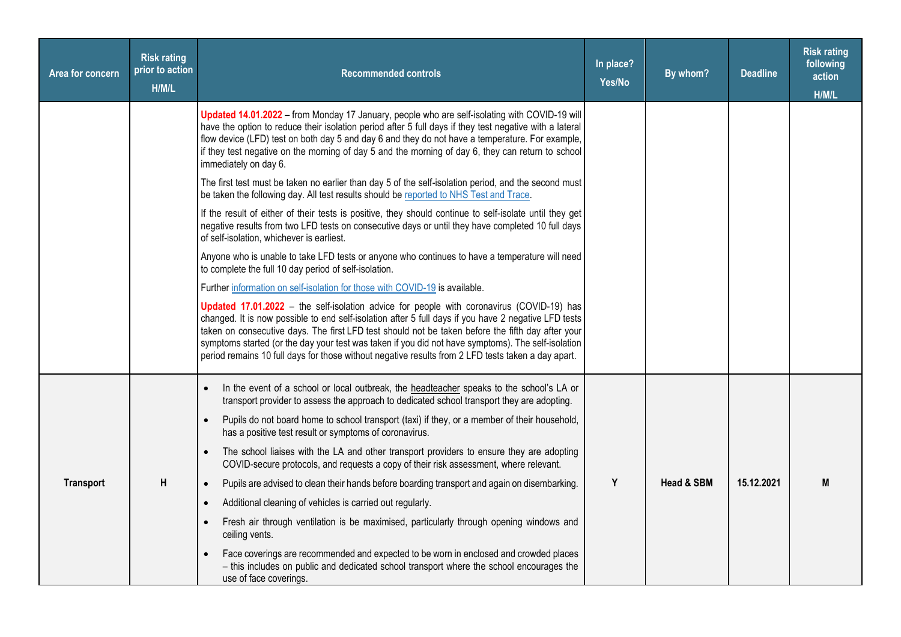| Area for concern | Risk rating prior to action H/M/L | Recommended controls | In place? Yes/No | By whom? | Deadline | Risk rating following action H/M/L |
|---|---|---|---|---|---|---|
| | | **Updated 14.01.2022** – from Monday 17 January, people who are self-isolating with COVID-19 will have the option to reduce their isolation period after 5 full days if they test negative with a lateral flow device (LFD) test on both day 5 and day 6 and they do not have a temperature. For example, if they test negative on the morning of day 5 and the morning of day 6, they can return to school immediately on day 6.<br><br>The first test must be taken no earlier than day 5 of the self-isolation period, and the second must be taken the following day. All test results should be reported to NHS Test and Trace.<br><br>If the result of either of their tests is positive, they should continue to self-isolate until they get negative results from two LFD tests on consecutive days or until they have completed 10 full days of self-isolation, whichever is earliest.<br><br>Anyone who is unable to take LFD tests or anyone who continues to have a temperature will need to complete the full 10 day period of self-isolation.<br><br>Further information on self-isolation for those with COVID-19 is available.<br><br>**Updated 17.01.2022** – the self-isolation advice for people with coronavirus (COVID-19) has changed. It is now possible to end self-isolation after 5 full days if you have 2 negative LFD tests taken on consecutive days. The first LFD test should not be taken before the fifth day after your symptoms started (or the day your test was taken if you did not have symptoms). The self-isolation period remains 10 full days for those without negative results from 2 LFD tests taken a day apart. | | | | |
| **Transport** | **H** | • In the event of a school or local outbreak, the headteacher speaks to the school's LA or transport provider to assess the approach to dedicated school transport they are adopting.<br>• Pupils do not board home to school transport (taxi) if they, or a member of their household, has a positive test result or symptoms of coronavirus.<br>• The school liaises with the LA and other transport providers to ensure they are adopting COVID-secure protocols, and requests a copy of their risk assessment, where relevant.<br>• Pupils are advised to clean their hands before boarding transport and again on disembarking.<br>• Additional cleaning of vehicles is carried out regularly.<br>• Fresh air through ventilation is be maximised, particularly through opening windows and ceiling vents.<br>• Face coverings are recommended and expected to be worn in enclosed and crowded places – this includes on public and dedicated school transport where the school encourages the use of face coverings. | **Y** | **Head & SBM** | **15.12.2021** | **M** |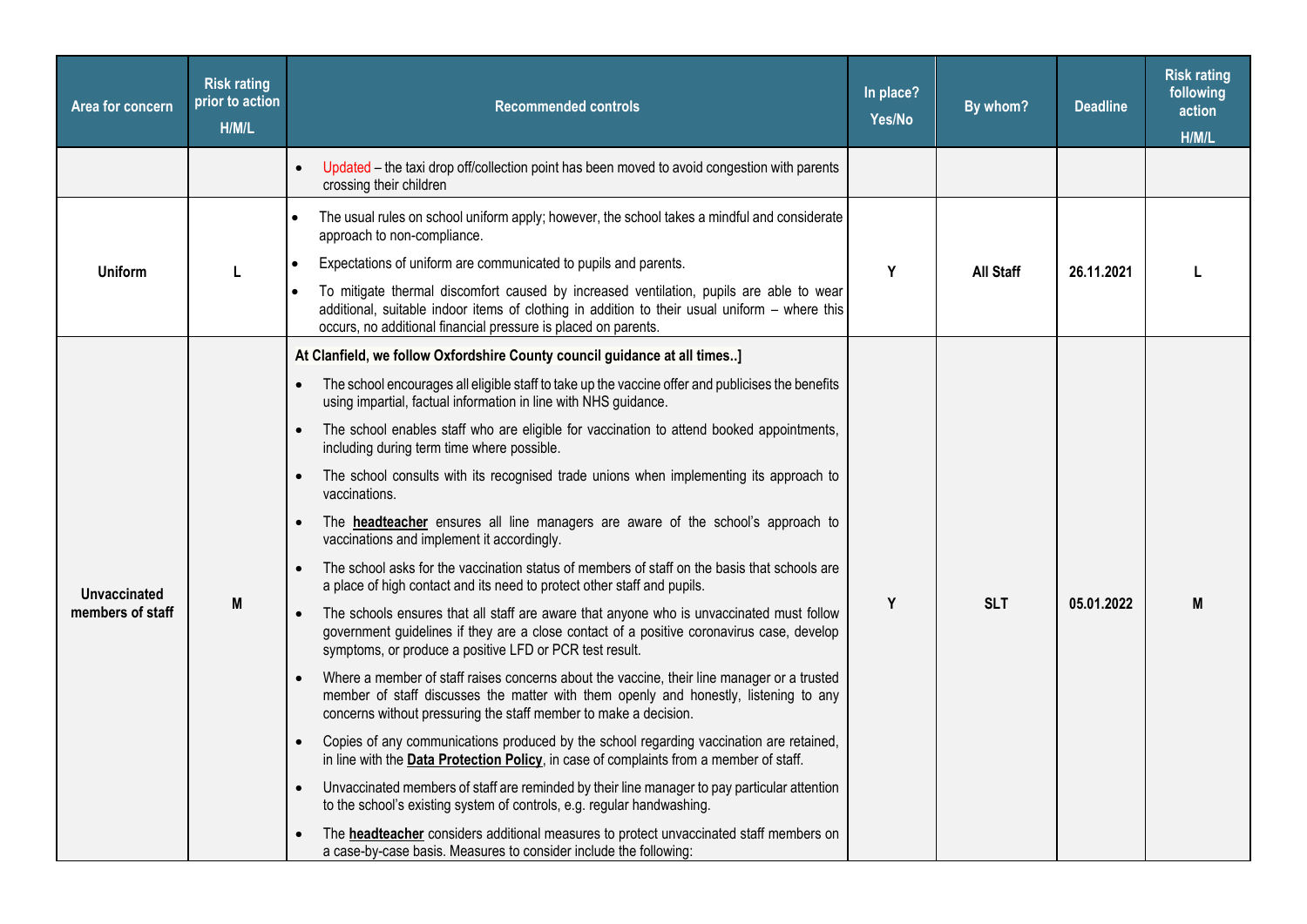| Area for concern | Risk rating prior to action H/M/L | Recommended controls | In place? Yes/No | By whom? | Deadline | Risk rating following action H/M/L |
|---|---|---|---|---|---|---|
| | | • Updated – the taxi drop off/collection point has been moved to avoid congestion with parents crossing their children | | | | |
| **Uniform** | **L** | • The usual rules on school uniform apply; however, the school takes a mindful and considerate approach to non-compliance.<br>• Expectations of uniform are communicated to pupils and parents.<br>• To mitigate thermal discomfort caused by increased ventilation, pupils are able to wear additional, suitable indoor items of clothing in addition to their usual uniform – where this occurs, no additional financial pressure is placed on parents. | **Y** | **All Staff** | **26.11.2021** | **L** |
| **Unvaccinated members of staff** | **M** | **At Clanfield, we follow Oxfordshire County council guidance at all times..]**<br>• The school encourages all eligible staff to take up the vaccine offer and publicises the benefits using impartial, factual information in line with NHS guidance.<br>• The school enables staff who are eligible for vaccination to attend booked appointments, including during term time where possible.<br>• The school consults with its recognised trade unions when implementing its approach to vaccinations.<br>• The **headteacher** ensures all line managers are aware of the school's approach to vaccinations and implement it accordingly.<br>• The school asks for the vaccination status of members of staff on the basis that schools are a place of high contact and its need to protect other staff and pupils.<br>• The schools ensures that all staff are aware that anyone who is unvaccinated must follow government guidelines if they are a close contact of a positive coronavirus case, develop symptoms, or produce a positive LFD or PCR test result.<br>• Where a member of staff raises concerns about the vaccine, their line manager or a trusted member of staff discusses the matter with them openly and honestly, listening to any concerns without pressuring the staff member to make a decision.<br>• Copies of any communications produced by the school regarding vaccination are retained, in line with the **Data Protection Policy**, in case of complaints from a member of staff.<br>• Unvaccinated members of staff are reminded by their line manager to pay particular attention to the school's existing system of controls, e.g. regular handwashing.<br>• The **headteacher** considers additional measures to protect unvaccinated staff members on a case-by-case basis. Measures to consider include the following: | **Y** | **SLT** | **05.01.2022** | **M** |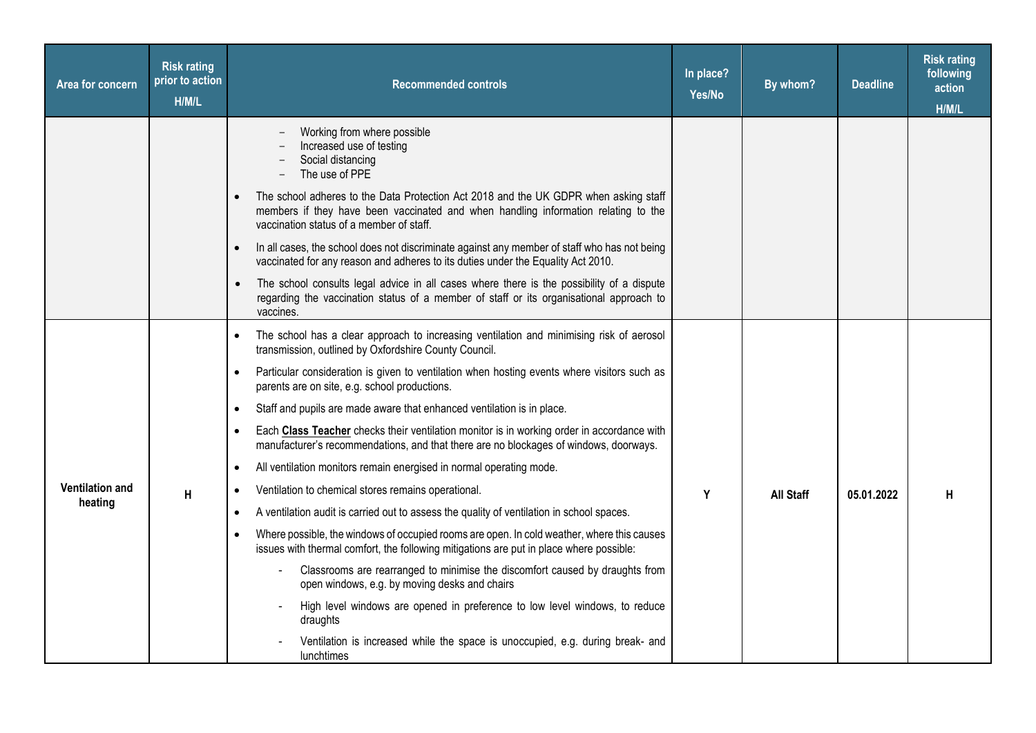| Area for concern | Risk rating prior to action H/M/L | Recommended controls | In place? Yes/No | By whom? | Deadline | Risk rating following action H/M/L |
|---|---|---|---|---|---|---|
| | | − Working from where possible<br>− Increased use of testing<br>− Social distancing<br>− The use of PPE<br>• The school adheres to the Data Protection Act 2018 and the UK GDPR when asking staff members if they have been vaccinated and when handling information relating to the vaccination status of a member of staff.<br>• In all cases, the school does not discriminate against any member of staff who has not being vaccinated for any reason and adheres to its duties under the Equality Act 2010.<br>• The school consults legal advice in all cases where there is the possibility of a dispute regarding the vaccination status of a member of staff or its organisational approach to vaccines. | | | | |
| **Ventilation and heating** | H | • The school has a clear approach to increasing ventilation and minimising risk of aerosol transmission, outlined by Oxfordshire County Council.<br>• Particular consideration is given to ventilation when hosting events where visitors such as parents are on site, e.g. school productions.<br>• Staff and pupils are made aware that enhanced ventilation is in place.<br>• Each **Class Teacher** checks their ventilation monitor is in working order in accordance with manufacturer's recommendations, and that there are no blockages of windows, doorways.<br>• All ventilation monitors remain energised in normal operating mode.<br>• Ventilation to chemical stores remains operational.<br>• A ventilation audit is carried out to assess the quality of ventilation in school spaces.<br>• Where possible, the windows of occupied rooms are open. In cold weather, where this causes issues with thermal comfort, the following mitigations are put in place where possible:<br>- Classrooms are rearranged to minimise the discomfort caused by draughts from open windows, e.g. by moving desks and chairs<br>- High level windows are opened in preference to low level windows, to reduce draughts<br>- Ventilation is increased while the space is unoccupied, e.g. during break- and lunchtimes | Y | **All Staff** | 05.01.2022 | H |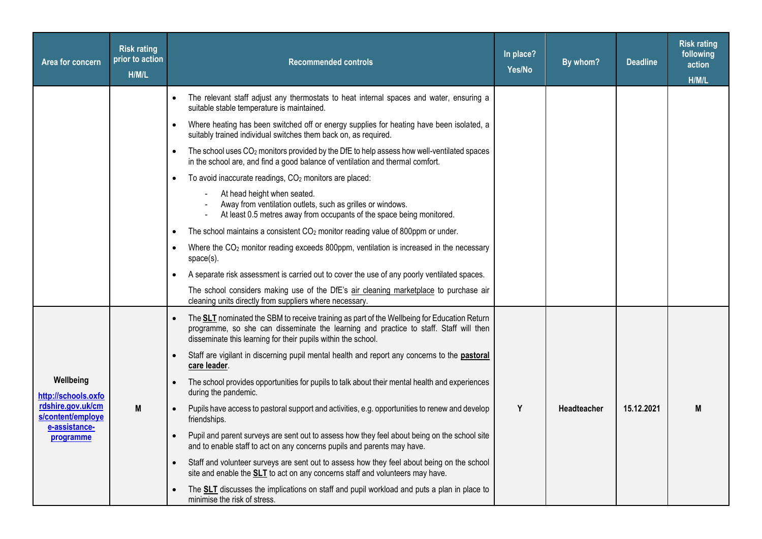| Area for concern | Risk rating prior to action H/M/L | Recommended controls | In place? Yes/No | By whom? | Deadline | Risk rating following action H/M/L |
|---|---|---|---|---|---|---|
| | | • The relevant staff adjust any thermostats to heat internal spaces and water, ensuring a suitable stable temperature is maintained.<br>• Where heating has been switched off or energy supplies for heating have been isolated, a suitably trained individual switches them back on, as required.<br>• The school uses $CO_2$ monitors provided by the DfE to help assess how well-ventilated spaces in the school are, and find a good balance of ventilation and thermal comfort.<br>• To avoid inaccurate readings, $CO_2$ monitors are placed:<br>- At head height when seated.<br>- Away from ventilation outlets, such as grilles or windows.<br>- At least 0.5 metres away from occupants of the space being monitored.<br>• The school maintains a consistent $CO_2$ monitor reading value of 800ppm or under.<br>• Where the $CO_2$ monitor reading exceeds 800ppm, ventilation is increased in the necessary space(s).<br>• A separate risk assessment is carried out to cover the use of any poorly ventilated spaces.<br>The school considers making use of the DfE's air cleaning marketplace to purchase air cleaning units directly from suppliers where necessary. | | | | |
| **Wellbeing** http://schools.oxfordshire.gov.uk/cms/content/employee-assistance-programme | M | • The **SLT** nominated the SBM to receive training as part of the Wellbeing for Education Return programme, so she can disseminate the learning and practice to staff. Staff will then disseminate this learning for their pupils within the school.<br>• Staff are vigilant in discerning pupil mental health and report any concerns to the **pastoral care leader**.<br>• The school provides opportunities for pupils to talk about their mental health and experiences during the pandemic.<br>• Pupils have access to pastoral support and activities, e.g. opportunities to renew and develop friendships.<br>• Pupil and parent surveys are sent out to assess how they feel about being on the school site and to enable staff to act on any concerns pupils and parents may have.<br>• Staff and volunteer surveys are sent out to assess how they feel about being on the school site and enable the **SLT** to act on any concerns staff and volunteers may have.<br>• The **SLT** discusses the implications on staff and pupil workload and puts a plan in place to minimise the risk of stress. | Y | Headteacher | 15.12.2021 | M |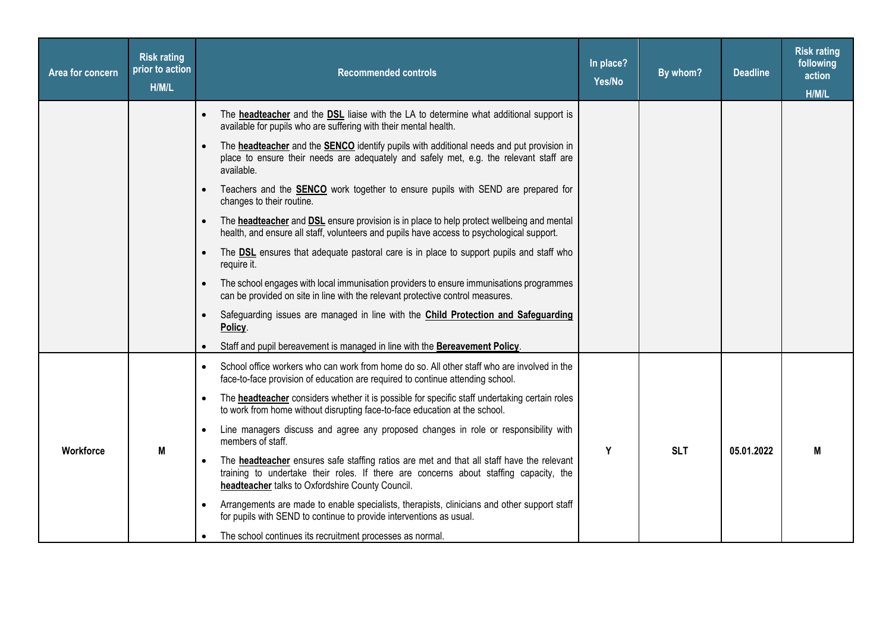| Area for concern | Risk rating prior to action H/M/L | Recommended controls | In place? Yes/No | By whom? | Deadline | Risk rating following action H/M/L |
|---|---|---|---|---|---|---|
| | | • The **headteacher** and the **DSL** liaise with the LA to determine what additional support is available for pupils who are suffering with their mental health.<br>• The **headteacher** and the **SENCO** identify pupils with additional needs and put provision in place to ensure their needs are adequately and safely met, e.g. the relevant staff are available.<br>• Teachers and the **SENCO** work together to ensure pupils with SEND are prepared for changes to their routine.<br>• The **headteacher** and **DSL** ensure provision is in place to help protect wellbeing and mental health, and ensure all staff, volunteers and pupils have access to psychological support.<br>• The **DSL** ensures that adequate pastoral care is in place to support pupils and staff who require it.<br>• The school engages with local immunisation providers to ensure immunisations programmes can be provided on site in line with the relevant protective control measures.<br>• Safeguarding issues are managed in line with the **Child Protection and Safeguarding Policy**.<br>• Staff and pupil bereavement is managed in line with the **Bereavement Policy**. | | | | |
| **Workforce** | **M** | • School office workers who can work from home do so. All other staff who are involved in the face-to-face provision of education are required to continue attending school.<br>• The **headteacher** considers whether it is possible for specific staff undertaking certain roles to work from home without disrupting face-to-face education at the school.<br>• Line managers discuss and agree any proposed changes in role or responsibility with members of staff.<br>• The **headteacher** ensures safe staffing ratios are met and that all staff have the relevant training to undertake their roles. If there are concerns about staffing capacity, the **headteacher** talks to Oxfordshire County Council.<br>• Arrangements are made to enable specialists, therapists, clinicians and other support staff for pupils with SEND to continue to provide interventions as usual.<br>• The school continues its recruitment processes as normal. | **Y** | **SLT** | **05.01.2022** | **M** |